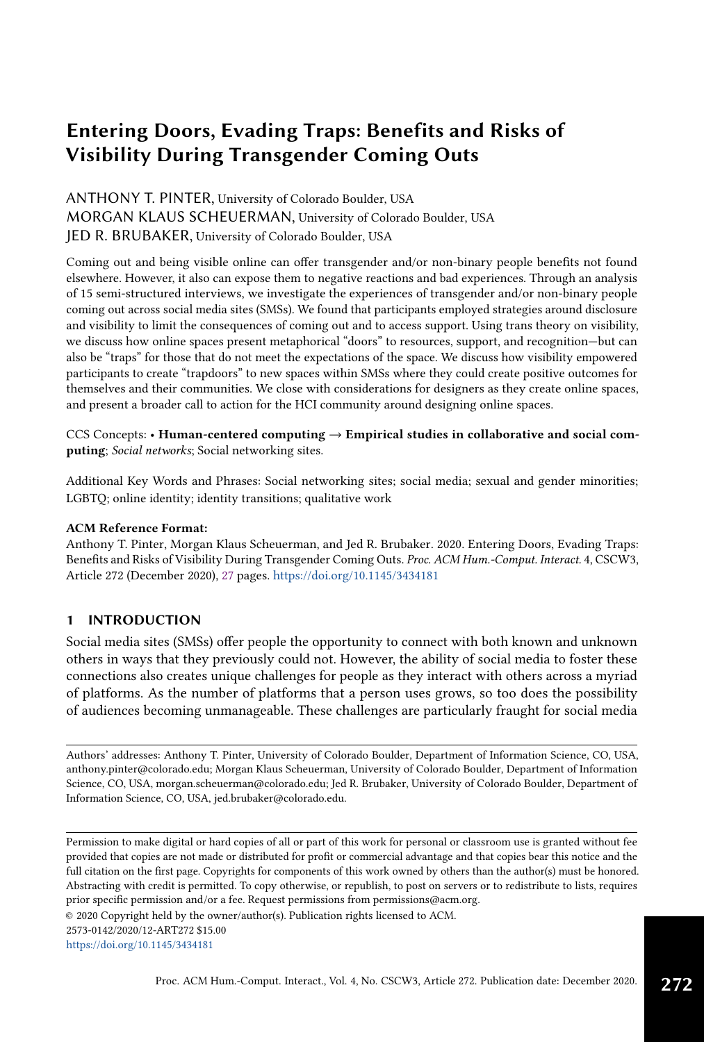# Entering Doors, Evading Traps: Benefits and Risks of Visibility During Transgender Coming Outs

ANTHONY T. PINTER, University of Colorado Boulder, USA
MORGAN KLAUS SCHEUERMAN, University of Colorado Boulder, USA
JED R. BRUBAKER, University of Colorado Boulder, USA

Coming out and being visible online can offer transgender and/or non-binary people benefits not found elsewhere. However, it also can expose them to negative reactions and bad experiences. Through an analysis of 15 semi-structured interviews, we investigate the experiences of transgender and/or non-binary people coming out across social media sites (SMSs). We found that participants employed strategies around disclosure and visibility to limit the consequences of coming out and to access support. Using trans theory on visibility, we discuss how online spaces present metaphorical "doors" to resources, support, and recognition—but can also be "traps" for those that do not meet the expectations of the space. We discuss how visibility empowered participants to create "trapdoors" to new spaces within SMSs where they could create positive outcomes for themselves and their communities. We close with considerations for designers as they create online spaces, and present a broader call to action for the HCI community around designing online spaces.

CCS Concepts: • **Human-centered computing → Empirical studies in collaborative and social computing**; *Social networks*; Social networking sites.

Additional Key Words and Phrases: Social networking sites; social media; sexual and gender minorities; LGBTQ; online identity; identity transitions; qualitative work

**ACM Reference Format:**
Anthony T. Pinter, Morgan Klaus Scheuerman, and Jed R. Brubaker. 2020. Entering Doors, Evading Traps: Benefits and Risks of Visibility During Transgender Coming Outs. *Proc. ACM Hum.-Comput. Interact.* 4, CSCW3, Article 272 (December 2020), 27 pages. https://doi.org/10.1145/3434181

## 1 INTRODUCTION

Social media sites (SMSs) offer people the opportunity to connect with both known and unknown others in ways that they previously could not. However, the ability of social media to foster these connections also creates unique challenges for people as they interact with others across a myriad of platforms. As the number of platforms that a person uses grows, so too does the possibility of audiences becoming unmanageable. These challenges are particularly fraught for social media

---

Authors' addresses: Anthony T. Pinter, University of Colorado Boulder, Department of Information Science, CO, USA, anthony.pinter@colorado.edu; Morgan Klaus Scheuerman, University of Colorado Boulder, Department of Information Science, CO, USA, morgan.scheuerman@colorado.edu; Jed R. Brubaker, University of Colorado Boulder, Department of Information Science, CO, USA, jed.brubaker@colorado.edu.

---

Permission to make digital or hard copies of all or part of this work for personal or classroom use is granted without fee provided that copies are not made or distributed for profit or commercial advantage and that copies bear this notice and the full citation on the first page. Copyrights for components of this work owned by others than the author(s) must be honored. Abstracting with credit is permitted. To copy otherwise, or republish, to post on servers or to redistribute to lists, requires prior specific permission and/or a fee. Request permissions from permissions@acm.org.
© 2020 Copyright held by the owner/author(s). Publication rights licensed to ACM.
2573-0142/2020/12-ART272 $15.00
https://doi.org/10.1145/3434181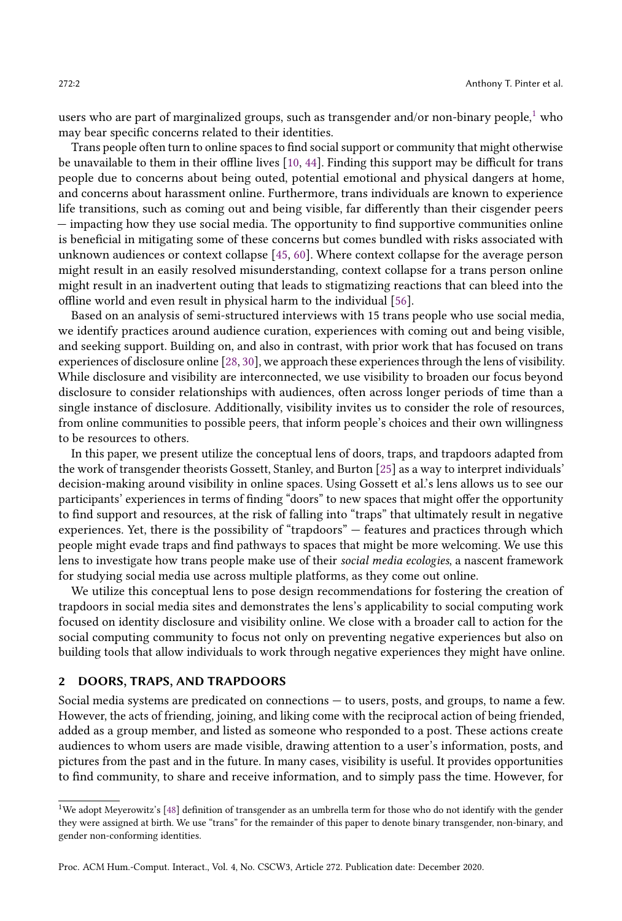users who are part of marginalized groups, such as transgender and/or non-binary people,[1] who may bear specific concerns related to their identities.

Trans people often turn to online spaces to find social support or community that might otherwise be unavailable to them in their offline lives [10, 44]. Finding this support may be difficult for trans people due to concerns about being outed, potential emotional and physical dangers at home, and concerns about harassment online. Furthermore, trans individuals are known to experience life transitions, such as coming out and being visible, far differently than their cisgender peers — impacting how they use social media. The opportunity to find supportive communities online is beneficial in mitigating some of these concerns but comes bundled with risks associated with unknown audiences or context collapse [45, 60]. Where context collapse for the average person might result in an easily resolved misunderstanding, context collapse for a trans person online might result in an inadvertent outing that leads to stigmatizing reactions that can bleed into the offline world and even result in physical harm to the individual [56].

Based on an analysis of semi-structured interviews with 15 trans people who use social media, we identify practices around audience curation, experiences with coming out and being visible, and seeking support. Building on, and also in contrast, with prior work that has focused on trans experiences of disclosure online [28, 30], we approach these experiences through the lens of visibility. While disclosure and visibility are interconnected, we use visibility to broaden our focus beyond disclosure to consider relationships with audiences, often across longer periods of time than a single instance of disclosure. Additionally, visibility invites us to consider the role of resources, from online communities to possible peers, that inform people's choices and their own willingness to be resources to others.

In this paper, we present utilize the conceptual lens of doors, traps, and trapdoors adapted from the work of transgender theorists Gossett, Stanley, and Burton [25] as a way to interpret individuals' decision-making around visibility in online spaces. Using Gossett et al.'s lens allows us to see our participants' experiences in terms of finding "doors" to new spaces that might offer the opportunity to find support and resources, at the risk of falling into "traps" that ultimately result in negative experiences. Yet, there is the possibility of "trapdoors" — features and practices through which people might evade traps and find pathways to spaces that might be more welcoming. We use this lens to investigate how trans people make use of their *social media ecologies*, a nascent framework for studying social media use across multiple platforms, as they come out online.

We utilize this conceptual lens to pose design recommendations for fostering the creation of trapdoors in social media sites and demonstrates the lens's applicability to social computing work focused on identity disclosure and visibility online. We close with a broader call to action for the social computing community to focus not only on preventing negative experiences but also on building tools that allow individuals to work through negative experiences they might have online.

## 2 DOORS, TRAPS, AND TRAPDOORS

Social media systems are predicated on connections — to users, posts, and groups, to name a few. However, the acts of friending, joining, and liking come with the reciprocal action of being friended, added as a group member, and listed as someone who responded to a post. These actions create audiences to whom users are made visible, drawing attention to a user's information, posts, and pictures from the past and in the future. In many cases, visibility is useful. It provides opportunities to find community, to share and receive information, and to simply pass the time. However, for

[1] We adopt Meyerowitz's [48] definition of transgender as an umbrella term for those who do not identify with the gender they were assigned at birth. We use "trans" for the remainder of this paper to denote binary transgender, non-binary, and gender non-conforming identities.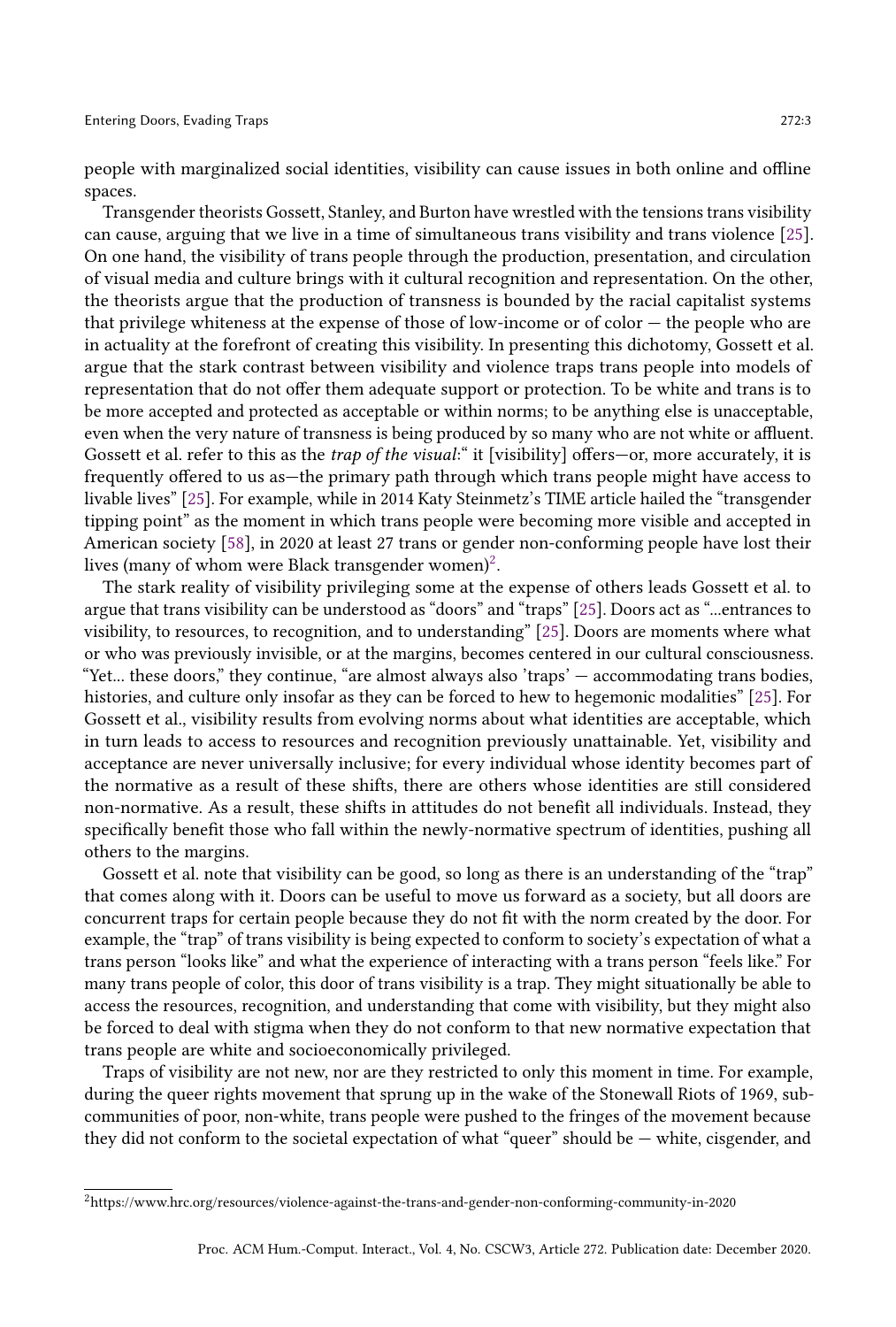people with marginalized social identities, visibility can cause issues in both online and offline spaces.

Transgender theorists Gossett, Stanley, and Burton have wrestled with the tensions trans visibility can cause, arguing that we live in a time of simultaneous trans visibility and trans violence [25]. On one hand, the visibility of trans people through the production, presentation, and circulation of visual media and culture brings with it cultural recognition and representation. On the other, the theorists argue that the production of transness is bounded by the racial capitalist systems that privilege whiteness at the expense of those of low-income or of color — the people who are in actuality at the forefront of creating this visibility. In presenting this dichotomy, Gossett et al. argue that the stark contrast between visibility and violence traps trans people into models of representation that do not offer them adequate support or protection. To be white and trans is to be more accepted and protected as acceptable or within norms; to be anything else is unacceptable, even when the very nature of transness is being produced by so many who are not white or affluent. Gossett et al. refer to this as the *trap of the visual*:" it [visibility] offers—or, more accurately, it is frequently offered to us as—the primary path through which trans people might have access to livable lives" [25]. For example, while in 2014 Katy Steinmetz's TIME article hailed the "transgender tipping point" as the moment in which trans people were becoming more visible and accepted in American society [58], in 2020 at least 27 trans or gender non-conforming people have lost their lives (many of whom were Black transgender women)[2].

The stark reality of visibility privileging some at the expense of others leads Gossett et al. to argue that trans visibility can be understood as "doors" and "traps" [25]. Doors act as "...entrances to visibility, to resources, to recognition, and to understanding" [25]. Doors are moments where what or who was previously invisible, or at the margins, becomes centered in our cultural consciousness. "Yet... these doors," they continue, "are almost always also 'traps' — accommodating trans bodies, histories, and culture only insofar as they can be forced to hew to hegemonic modalities" [25]. For Gossett et al., visibility results from evolving norms about what identities are acceptable, which in turn leads to access to resources and recognition previously unattainable. Yet, visibility and acceptance are never universally inclusive; for every individual whose identity becomes part of the normative as a result of these shifts, there are others whose identities are still considered non-normative. As a result, these shifts in attitudes do not benefit all individuals. Instead, they specifically benefit those who fall within the newly-normative spectrum of identities, pushing all others to the margins.

Gossett et al. note that visibility can be good, so long as there is an understanding of the "trap" that comes along with it. Doors can be useful to move us forward as a society, but all doors are concurrent traps for certain people because they do not fit with the norm created by the door. For example, the "trap" of trans visibility is being expected to conform to society's expectation of what a trans person "looks like" and what the experience of interacting with a trans person "feels like." For many trans people of color, this door of trans visibility is a trap. They might situationally be able to access the resources, recognition, and understanding that come with visibility, but they might also be forced to deal with stigma when they do not conform to that new normative expectation that trans people are white and socioeconomically privileged.

Traps of visibility are not new, nor are they restricted to only this moment in time. For example, during the queer rights movement that sprung up in the wake of the Stonewall Riots of 1969, sub-communities of poor, non-white, trans people were pushed to the fringes of the movement because they did not conform to the societal expectation of what "queer" should be — white, cisgender, and

[2] https://www.hrc.org/resources/violence-against-the-trans-and-gender-non-conforming-community-in-2020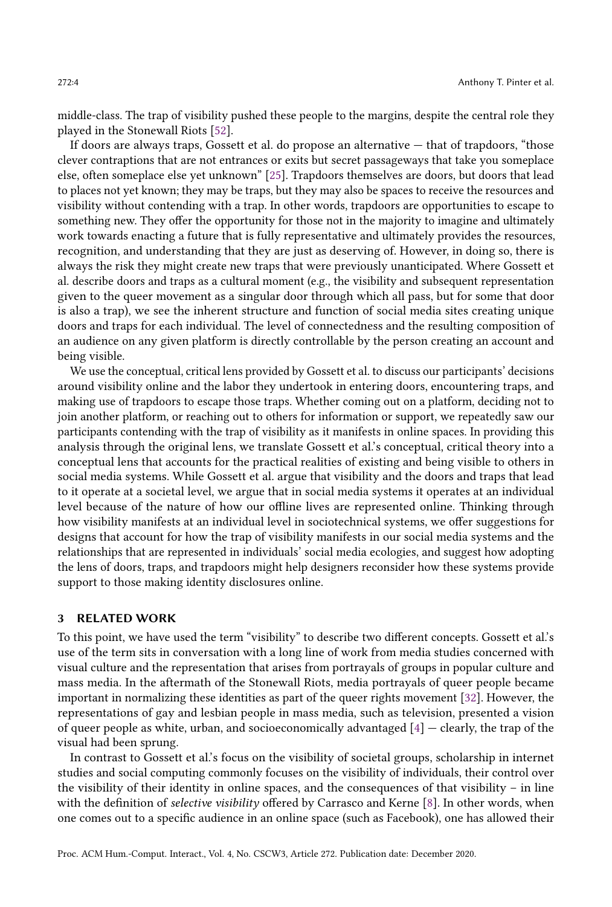middle-class. The trap of visibility pushed these people to the margins, despite the central role they played in the Stonewall Riots [52].

If doors are always traps, Gossett et al. do propose an alternative — that of trapdoors, "those clever contraptions that are not entrances or exits but secret passageways that take you someplace else, often someplace else yet unknown" [25]. Trapdoors themselves are doors, but doors that lead to places not yet known; they may be traps, but they may also be spaces to receive the resources and visibility without contending with a trap. In other words, trapdoors are opportunities to escape to something new. They offer the opportunity for those not in the majority to imagine and ultimately work towards enacting a future that is fully representative and ultimately provides the resources, recognition, and understanding that they are just as deserving of. However, in doing so, there is always the risk they might create new traps that were previously unanticipated. Where Gossett et al. describe doors and traps as a cultural moment (e.g., the visibility and subsequent representation given to the queer movement as a singular door through which all pass, but for some that door is also a trap), we see the inherent structure and function of social media sites creating unique doors and traps for each individual. The level of connectedness and the resulting composition of an audience on any given platform is directly controllable by the person creating an account and being visible.

We use the conceptual, critical lens provided by Gossett et al. to discuss our participants' decisions around visibility online and the labor they undertook in entering doors, encountering traps, and making use of trapdoors to escape those traps. Whether coming out on a platform, deciding not to join another platform, or reaching out to others for information or support, we repeatedly saw our participants contending with the trap of visibility as it manifests in online spaces. In providing this analysis through the original lens, we translate Gossett et al.'s conceptual, critical theory into a conceptual lens that accounts for the practical realities of existing and being visible to others in social media systems. While Gossett et al. argue that visibility and the doors and traps that lead to it operate at a societal level, we argue that in social media systems it operates at an individual level because of the nature of how our offline lives are represented online. Thinking through how visibility manifests at an individual level in sociotechnical systems, we offer suggestions for designs that account for how the trap of visibility manifests in our social media systems and the relationships that are represented in individuals' social media ecologies, and suggest how adopting the lens of doors, traps, and trapdoors might help designers reconsider how these systems provide support to those making identity disclosures online.

## 3 RELATED WORK

To this point, we have used the term "visibility" to describe two different concepts. Gossett et al.'s use of the term sits in conversation with a long line of work from media studies concerned with visual culture and the representation that arises from portrayals of groups in popular culture and mass media. In the aftermath of the Stonewall Riots, media portrayals of queer people became important in normalizing these identities as part of the queer rights movement [32]. However, the representations of gay and lesbian people in mass media, such as television, presented a vision of queer people as white, urban, and socioeconomically advantaged [4] — clearly, the trap of the visual had been sprung.

In contrast to Gossett et al.'s focus on the visibility of societal groups, scholarship in internet studies and social computing commonly focuses on the visibility of individuals, their control over the visibility of their identity in online spaces, and the consequences of that visibility – in line with the definition of *selective visibility* offered by Carrasco and Kerne [8]. In other words, when one comes out to a specific audience in an online space (such as Facebook), one has allowed their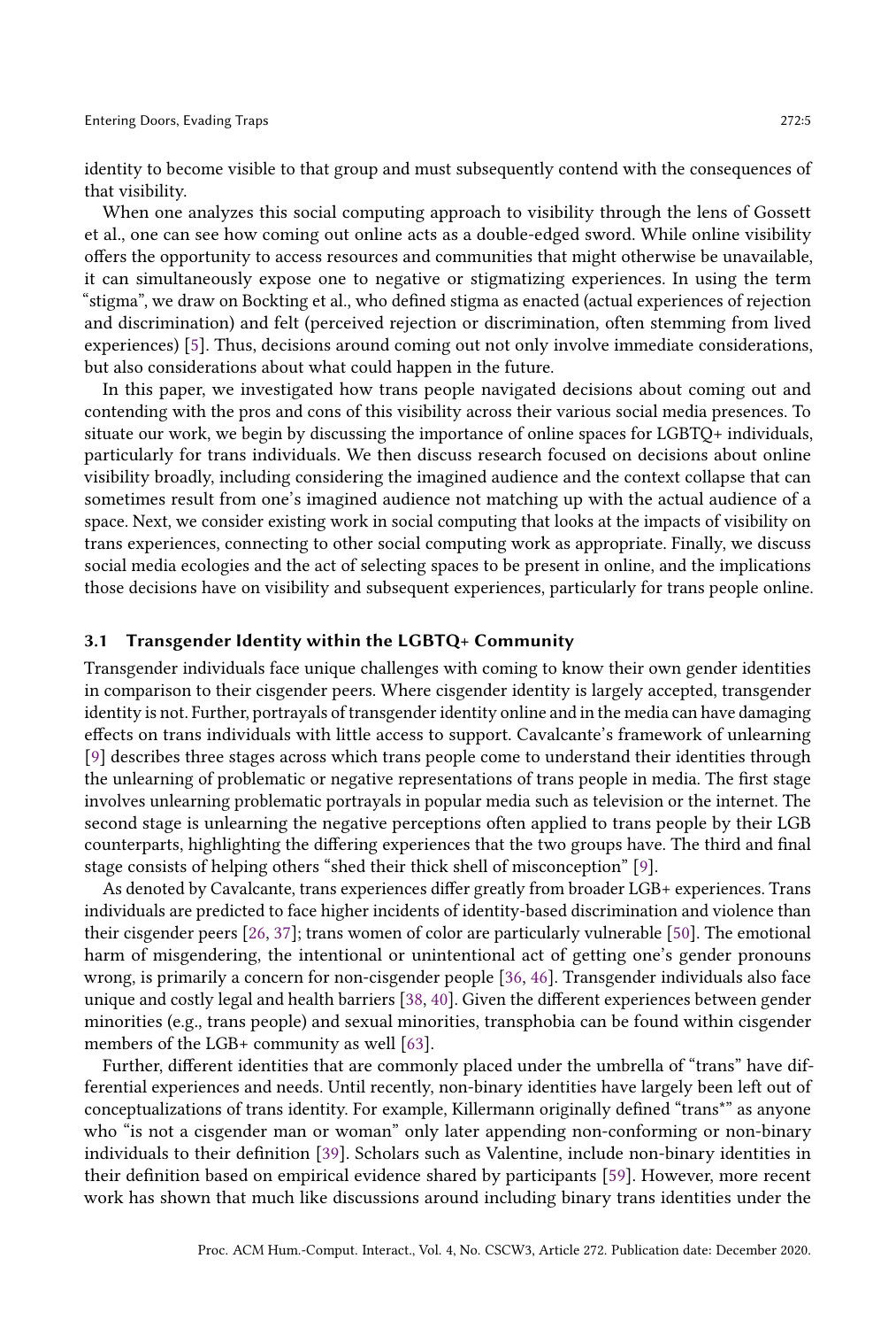identity to become visible to that group and must subsequently contend with the consequences of that visibility.

When one analyzes this social computing approach to visibility through the lens of Gossett et al., one can see how coming out online acts as a double-edged sword. While online visibility offers the opportunity to access resources and communities that might otherwise be unavailable, it can simultaneously expose one to negative or stigmatizing experiences. In using the term "stigma", we draw on Bockting et al., who defined stigma as enacted (actual experiences of rejection and discrimination) and felt (perceived rejection or discrimination, often stemming from lived experiences) [5]. Thus, decisions around coming out not only involve immediate considerations, but also considerations about what could happen in the future.

In this paper, we investigated how trans people navigated decisions about coming out and contending with the pros and cons of this visibility across their various social media presences. To situate our work, we begin by discussing the importance of online spaces for LGBTQ+ individuals, particularly for trans individuals. We then discuss research focused on decisions about online visibility broadly, including considering the imagined audience and the context collapse that can sometimes result from one's imagined audience not matching up with the actual audience of a space. Next, we consider existing work in social computing that looks at the impacts of visibility on trans experiences, connecting to other social computing work as appropriate. Finally, we discuss social media ecologies and the act of selecting spaces to be present in online, and the implications those decisions have on visibility and subsequent experiences, particularly for trans people online.

### 3.1 Transgender Identity within the LGBTQ+ Community

Transgender individuals face unique challenges with coming to know their own gender identities in comparison to their cisgender peers. Where cisgender identity is largely accepted, transgender identity is not. Further, portrayals of transgender identity online and in the media can have damaging effects on trans individuals with little access to support. Cavalcante's framework of unlearning [9] describes three stages across which trans people come to understand their identities through the unlearning of problematic or negative representations of trans people in media. The first stage involves unlearning problematic portrayals in popular media such as television or the internet. The second stage is unlearning the negative perceptions often applied to trans people by their LGB counterparts, highlighting the differing experiences that the two groups have. The third and final stage consists of helping others "shed their thick shell of misconception" [9].

As denoted by Cavalcante, trans experiences differ greatly from broader LGB+ experiences. Trans individuals are predicted to face higher incidents of identity-based discrimination and violence than their cisgender peers [26, 37]; trans women of color are particularly vulnerable [50]. The emotional harm of misgendering, the intentional or unintentional act of getting one's gender pronouns wrong, is primarily a concern for non-cisgender people [36, 46]. Transgender individuals also face unique and costly legal and health barriers [38, 40]. Given the different experiences between gender minorities (e.g., trans people) and sexual minorities, transphobia can be found within cisgender members of the LGB+ community as well [63].

Further, different identities that are commonly placed under the umbrella of "trans" have differential experiences and needs. Until recently, non-binary identities have largely been left out of conceptualizations of trans identity. For example, Killermann originally defined "trans*" as anyone who "is not a cisgender man or woman" only later appending non-conforming or non-binary individuals to their definition [39]. Scholars such as Valentine, include non-binary identities in their definition based on empirical evidence shared by participants [59]. However, more recent work has shown that much like discussions around including binary trans identities under the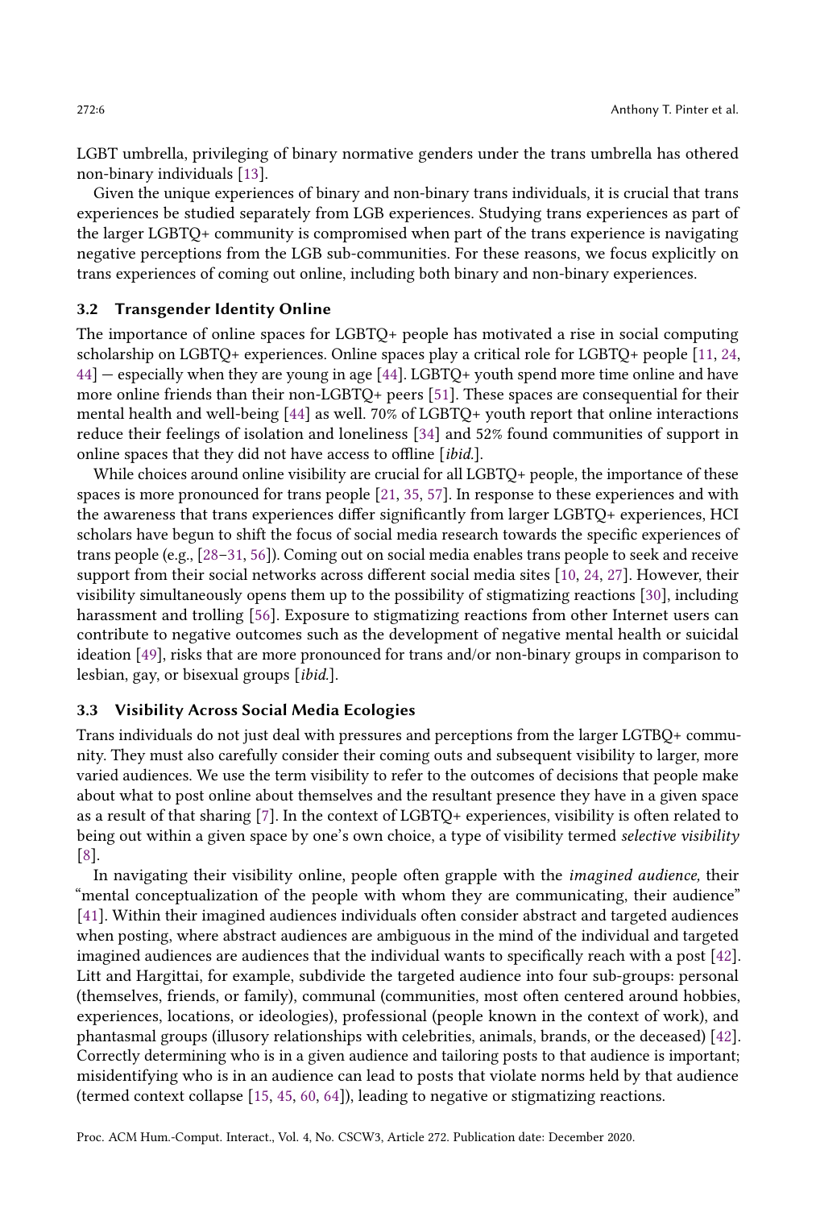LGBT umbrella, privileging of binary normative genders under the trans umbrella has othered non-binary individuals [13].

Given the unique experiences of binary and non-binary trans individuals, it is crucial that trans experiences be studied separately from LGB experiences. Studying trans experiences as part of the larger LGBTQ+ community is compromised when part of the trans experience is navigating negative perceptions from the LGB sub-communities. For these reasons, we focus explicitly on trans experiences of coming out online, including both binary and non-binary experiences.

### 3.2 Transgender Identity Online

The importance of online spaces for LGBTQ+ people has motivated a rise in social computing scholarship on LGBTQ+ experiences. Online spaces play a critical role for LGBTQ+ people [11, 24, 44] — especially when they are young in age [44]. LGBTQ+ youth spend more time online and have more online friends than their non-LGBTQ+ peers [51]. These spaces are consequential for their mental health and well-being [44] as well. 70% of LGBTQ+ youth report that online interactions reduce their feelings of isolation and loneliness [34] and 52% found communities of support in online spaces that they did not have access to offline [*ibid.*].

While choices around online visibility are crucial for all LGBTQ+ people, the importance of these spaces is more pronounced for trans people [21, 35, 57]. In response to these experiences and with the awareness that trans experiences differ significantly from larger LGBTQ+ experiences, HCI scholars have begun to shift the focus of social media research towards the specific experiences of trans people (e.g., [28–31, 56]). Coming out on social media enables trans people to seek and receive support from their social networks across different social media sites [10, 24, 27]. However, their visibility simultaneously opens them up to the possibility of stigmatizing reactions [30], including harassment and trolling [56]. Exposure to stigmatizing reactions from other Internet users can contribute to negative outcomes such as the development of negative mental health or suicidal ideation [49], risks that are more pronounced for trans and/or non-binary groups in comparison to lesbian, gay, or bisexual groups [*ibid.*].

### 3.3 Visibility Across Social Media Ecologies

Trans individuals do not just deal with pressures and perceptions from the larger LGTBQ+ community. They must also carefully consider their coming outs and subsequent visibility to larger, more varied audiences. We use the term visibility to refer to the outcomes of decisions that people make about what to post online about themselves and the resultant presence they have in a given space as a result of that sharing [7]. In the context of LGBTQ+ experiences, visibility is often related to being out within a given space by one's own choice, a type of visibility termed *selective visibility* [8].

In navigating their visibility online, people often grapple with the *imagined audience,* their "mental conceptualization of the people with whom they are communicating, their audience" [41]. Within their imagined audiences individuals often consider abstract and targeted audiences when posting, where abstract audiences are ambiguous in the mind of the individual and targeted imagined audiences are audiences that the individual wants to specifically reach with a post [42]. Litt and Hargittai, for example, subdivide the targeted audience into four sub-groups: personal (themselves, friends, or family), communal (communities, most often centered around hobbies, experiences, locations, or ideologies), professional (people known in the context of work), and phantasmal groups (illusory relationships with celebrities, animals, brands, or the deceased) [42]. Correctly determining who is in a given audience and tailoring posts to that audience is important; misidentifying who is in an audience can lead to posts that violate norms held by that audience (termed context collapse [15, 45, 60, 64]), leading to negative or stigmatizing reactions.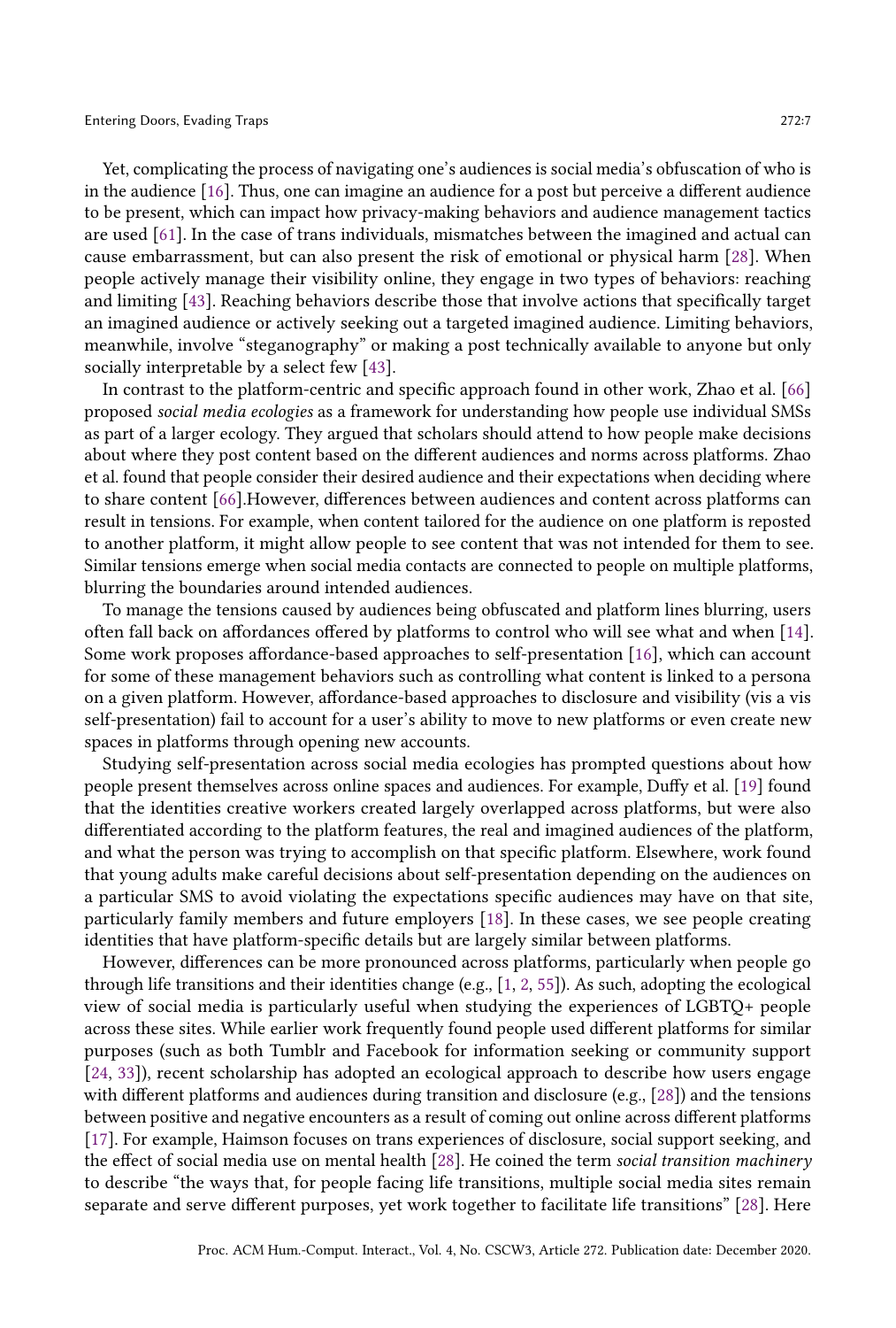Yet, complicating the process of navigating one's audiences is social media's obfuscation of who is in the audience [16]. Thus, one can imagine an audience for a post but perceive a different audience to be present, which can impact how privacy-making behaviors and audience management tactics are used [61]. In the case of trans individuals, mismatches between the imagined and actual can cause embarrassment, but can also present the risk of emotional or physical harm [28]. When people actively manage their visibility online, they engage in two types of behaviors: reaching and limiting [43]. Reaching behaviors describe those that involve actions that specifically target an imagined audience or actively seeking out a targeted imagined audience. Limiting behaviors, meanwhile, involve "steganography" or making a post technically available to anyone but only socially interpretable by a select few [43].

In contrast to the platform-centric and specific approach found in other work, Zhao et al. [66] proposed *social media ecologies* as a framework for understanding how people use individual SMSs as part of a larger ecology. They argued that scholars should attend to how people make decisions about where they post content based on the different audiences and norms across platforms. Zhao et al. found that people consider their desired audience and their expectations when deciding where to share content [66].However, differences between audiences and content across platforms can result in tensions. For example, when content tailored for the audience on one platform is reposted to another platform, it might allow people to see content that was not intended for them to see. Similar tensions emerge when social media contacts are connected to people on multiple platforms, blurring the boundaries around intended audiences.

To manage the tensions caused by audiences being obfuscated and platform lines blurring, users often fall back on affordances offered by platforms to control who will see what and when [14]. Some work proposes affordance-based approaches to self-presentation [16], which can account for some of these management behaviors such as controlling what content is linked to a persona on a given platform. However, affordance-based approaches to disclosure and visibility (vis a vis self-presentation) fail to account for a user's ability to move to new platforms or even create new spaces in platforms through opening new accounts.

Studying self-presentation across social media ecologies has prompted questions about how people present themselves across online spaces and audiences. For example, Duffy et al. [19] found that the identities creative workers created largely overlapped across platforms, but were also differentiated according to the platform features, the real and imagined audiences of the platform, and what the person was trying to accomplish on that specific platform. Elsewhere, work found that young adults make careful decisions about self-presentation depending on the audiences on a particular SMS to avoid violating the expectations specific audiences may have on that site, particularly family members and future employers [18]. In these cases, we see people creating identities that have platform-specific details but are largely similar between platforms.

However, differences can be more pronounced across platforms, particularly when people go through life transitions and their identities change (e.g., [1, 2, 55]). As such, adopting the ecological view of social media is particularly useful when studying the experiences of LGBTQ+ people across these sites. While earlier work frequently found people used different platforms for similar purposes (such as both Tumblr and Facebook for information seeking or community support [24, 33]), recent scholarship has adopted an ecological approach to describe how users engage with different platforms and audiences during transition and disclosure (e.g., [28]) and the tensions between positive and negative encounters as a result of coming out online across different platforms [17]. For example, Haimson focuses on trans experiences of disclosure, social support seeking, and the effect of social media use on mental health [28]. He coined the term *social transition machinery* to describe "the ways that, for people facing life transitions, multiple social media sites remain separate and serve different purposes, yet work together to facilitate life transitions" [28]. Here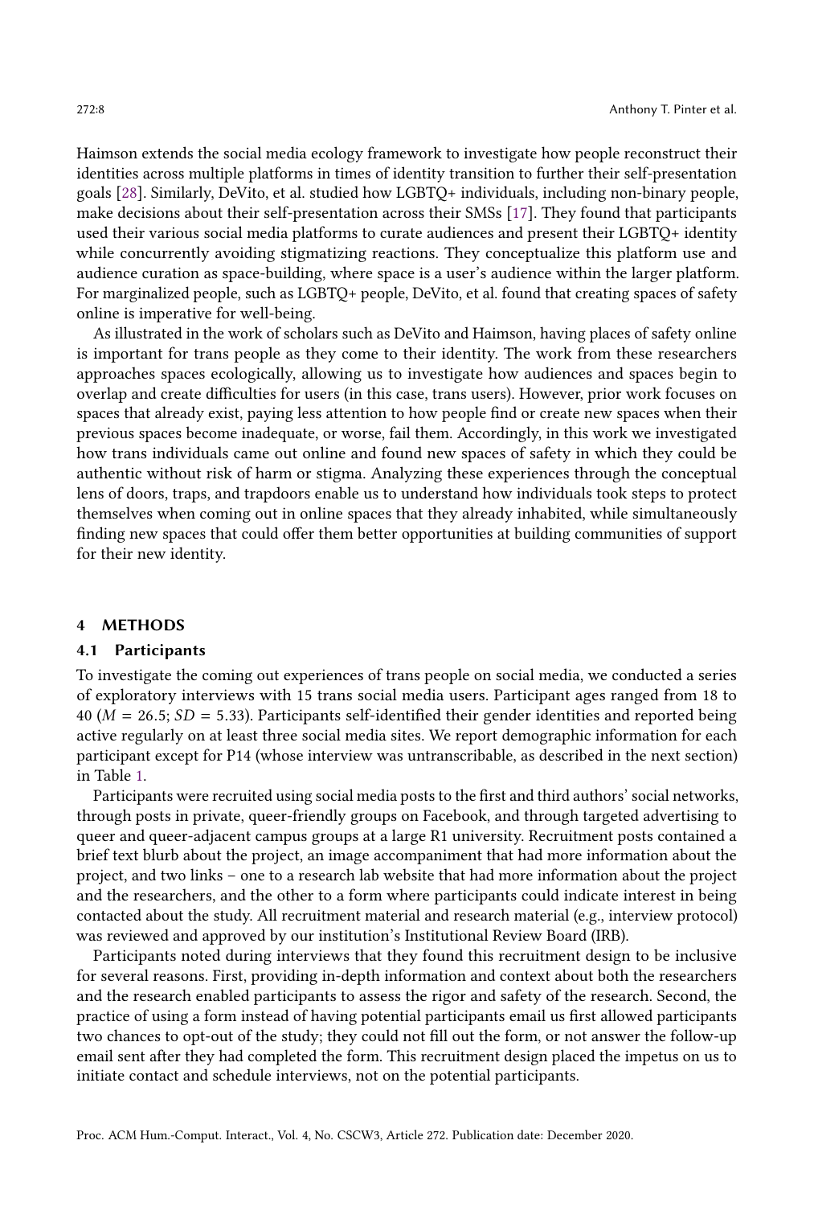Haimson extends the social media ecology framework to investigate how people reconstruct their identities across multiple platforms in times of identity transition to further their self-presentation goals [28]. Similarly, DeVito, et al. studied how LGBTQ+ individuals, including non-binary people, make decisions about their self-presentation across their SMSs [17]. They found that participants used their various social media platforms to curate audiences and present their LGBTQ+ identity while concurrently avoiding stigmatizing reactions. They conceptualize this platform use and audience curation as space-building, where space is a user's audience within the larger platform. For marginalized people, such as LGBTQ+ people, DeVito, et al. found that creating spaces of safety online is imperative for well-being.

As illustrated in the work of scholars such as DeVito and Haimson, having places of safety online is important for trans people as they come to their identity. The work from these researchers approaches spaces ecologically, allowing us to investigate how audiences and spaces begin to overlap and create difficulties for users (in this case, trans users). However, prior work focuses on spaces that already exist, paying less attention to how people find or create new spaces when their previous spaces become inadequate, or worse, fail them. Accordingly, in this work we investigated how trans individuals came out online and found new spaces of safety in which they could be authentic without risk of harm or stigma. Analyzing these experiences through the conceptual lens of doors, traps, and trapdoors enable us to understand how individuals took steps to protect themselves when coming out in online spaces that they already inhabited, while simultaneously finding new spaces that could offer them better opportunities at building communities of support for their new identity.

## 4 METHODS

### 4.1 Participants

To investigate the coming out experiences of trans people on social media, we conducted a series of exploratory interviews with 15 trans social media users. Participant ages ranged from 18 to 40 ($M = 26.5$; $SD = 5.33$). Participants self-identified their gender identities and reported being active regularly on at least three social media sites. We report demographic information for each participant except for P14 (whose interview was untranscribable, as described in the next section) in Table 1.

Participants were recruited using social media posts to the first and third authors' social networks, through posts in private, queer-friendly groups on Facebook, and through targeted advertising to queer and queer-adjacent campus groups at a large R1 university. Recruitment posts contained a brief text blurb about the project, an image accompaniment that had more information about the project, and two links – one to a research lab website that had more information about the project and the researchers, and the other to a form where participants could indicate interest in being contacted about the study. All recruitment material and research material (e.g., interview protocol) was reviewed and approved by our institution's Institutional Review Board (IRB).

Participants noted during interviews that they found this recruitment design to be inclusive for several reasons. First, providing in-depth information and context about both the researchers and the research enabled participants to assess the rigor and safety of the research. Second, the practice of using a form instead of having potential participants email us first allowed participants two chances to opt-out of the study; they could not fill out the form, or not answer the follow-up email sent after they had completed the form. This recruitment design placed the impetus on us to initiate contact and schedule interviews, not on the potential participants.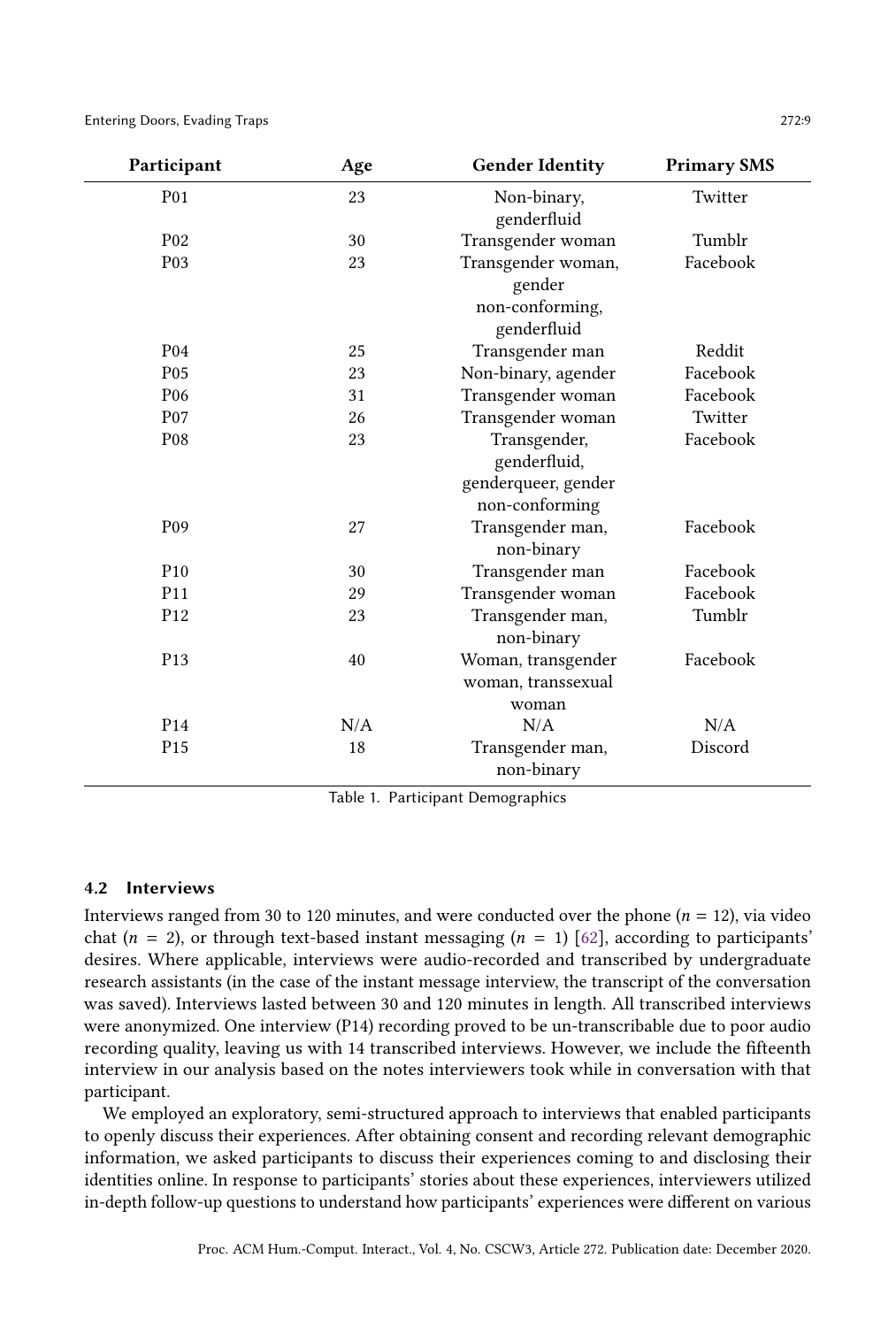| Participant | Age | Gender Identity | Primary SMS |
|---|---|---|---|
| P01 | 23 | Non-binary, genderfluid | Twitter |
| P02 | 30 | Transgender woman | Tumblr |
| P03 | 23 | Transgender woman, gender non-conforming, genderfluid | Facebook |
| P04 | 25 | Transgender man | Reddit |
| P05 | 23 | Non-binary, agender | Facebook |
| P06 | 31 | Transgender woman | Facebook |
| P07 | 26 | Transgender woman | Twitter |
| P08 | 23 | Transgender, genderfluid, genderqueer, gender non-conforming | Facebook |
| P09 | 27 | Transgender man, non-binary | Facebook |
| P10 | 30 | Transgender man | Facebook |
| P11 | 29 | Transgender woman | Facebook |
| P12 | 23 | Transgender man, non-binary | Tumblr |
| P13 | 40 | Woman, transgender woman, transsexual woman | Facebook |
| P14 | N/A | N/A | N/A |
| P15 | 18 | Transgender man, non-binary | Discord |

Table 1. Participant Demographics

### 4.2 Interviews

Interviews ranged from 30 to 120 minutes, and were conducted over the phone ($n$ = 12), via video chat ($n$ = 2), or through text-based instant messaging ($n$ = 1) [62], according to participants' desires. Where applicable, interviews were audio-recorded and transcribed by undergraduate research assistants (in the case of the instant message interview, the transcript of the conversation was saved). Interviews lasted between 30 and 120 minutes in length. All transcribed interviews were anonymized. One interview (P14) recording proved to be un-transcribable due to poor audio recording quality, leaving us with 14 transcribed interviews. However, we include the fifteenth interview in our analysis based on the notes interviewers took while in conversation with that participant.

We employed an exploratory, semi-structured approach to interviews that enabled participants to openly discuss their experiences. After obtaining consent and recording relevant demographic information, we asked participants to discuss their experiences coming to and disclosing their identities online. In response to participants' stories about these experiences, interviewers utilized in-depth follow-up questions to understand how participants' experiences were different on various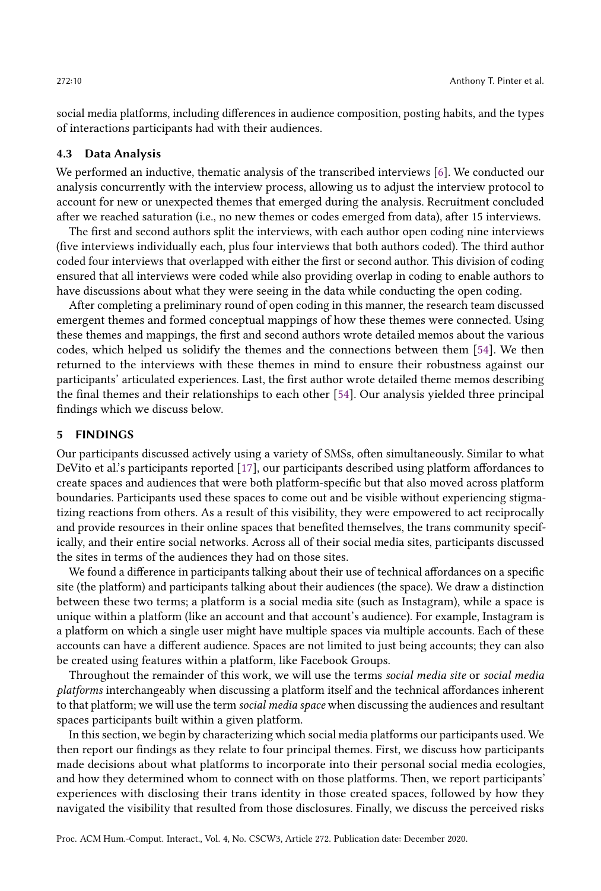social media platforms, including differences in audience composition, posting habits, and the types of interactions participants had with their audiences.

### 4.3 Data Analysis

We performed an inductive, thematic analysis of the transcribed interviews [6]. We conducted our analysis concurrently with the interview process, allowing us to adjust the interview protocol to account for new or unexpected themes that emerged during the analysis. Recruitment concluded after we reached saturation (i.e., no new themes or codes emerged from data), after 15 interviews.

The first and second authors split the interviews, with each author open coding nine interviews (five interviews individually each, plus four interviews that both authors coded). The third author coded four interviews that overlapped with either the first or second author. This division of coding ensured that all interviews were coded while also providing overlap in coding to enable authors to have discussions about what they were seeing in the data while conducting the open coding.

After completing a preliminary round of open coding in this manner, the research team discussed emergent themes and formed conceptual mappings of how these themes were connected. Using these themes and mappings, the first and second authors wrote detailed memos about the various codes, which helped us solidify the themes and the connections between them [54]. We then returned to the interviews with these themes in mind to ensure their robustness against our participants' articulated experiences. Last, the first author wrote detailed theme memos describing the final themes and their relationships to each other [54]. Our analysis yielded three principal findings which we discuss below.

## 5 FINDINGS

Our participants discussed actively using a variety of SMSs, often simultaneously. Similar to what DeVito et al.'s participants reported [17], our participants described using platform affordances to create spaces and audiences that were both platform-specific but that also moved across platform boundaries. Participants used these spaces to come out and be visible without experiencing stigmatizing reactions from others. As a result of this visibility, they were empowered to act reciprocally and provide resources in their online spaces that benefited themselves, the trans community specifically, and their entire social networks. Across all of their social media sites, participants discussed the sites in terms of the audiences they had on those sites.

We found a difference in participants talking about their use of technical affordances on a specific site (the platform) and participants talking about their audiences (the space). We draw a distinction between these two terms; a platform is a social media site (such as Instagram), while a space is unique within a platform (like an account and that account's audience). For example, Instagram is a platform on which a single user might have multiple spaces via multiple accounts. Each of these accounts can have a different audience. Spaces are not limited to just being accounts; they can also be created using features within a platform, like Facebook Groups.

Throughout the remainder of this work, we will use the terms *social media site* or *social media platforms* interchangeably when discussing a platform itself and the technical affordances inherent to that platform; we will use the term *social media space* when discussing the audiences and resultant spaces participants built within a given platform.

In this section, we begin by characterizing which social media platforms our participants used. We then report our findings as they relate to four principal themes. First, we discuss how participants made decisions about what platforms to incorporate into their personal social media ecologies, and how they determined whom to connect with on those platforms. Then, we report participants' experiences with disclosing their trans identity in those created spaces, followed by how they navigated the visibility that resulted from those disclosures. Finally, we discuss the perceived risks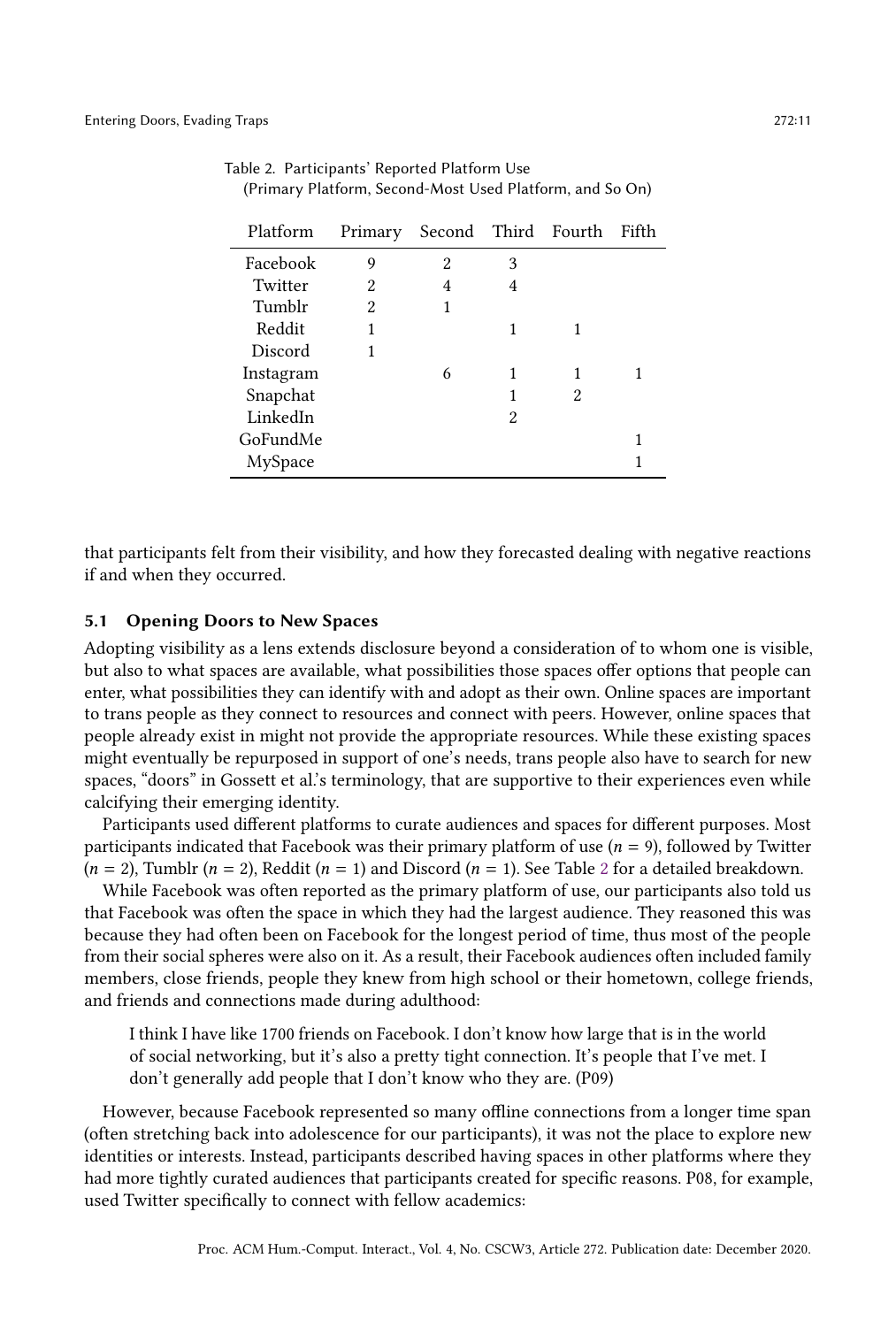Table 2. Participants' Reported Platform Use (Primary Platform, Second-Most Used Platform, and So On)

| Platform | Primary | Second | Third | Fourth | Fifth |
|---|---|---|---|---|---|
| Facebook | 9 | 2 | 3 | | |
| Twitter | 2 | 4 | 4 | | |
| Tumblr | 2 | 1 | | | |
| Reddit | 1 | | 1 | 1 | |
| Discord | 1 | | | | |
| Instagram | | 6 | 1 | 1 | 1 |
| Snapchat | | | 1 | 2 | |
| LinkedIn | | | 2 | | |
| GoFundMe | | | | | 1 |
| MySpace | | | | | 1 |

that participants felt from their visibility, and how they forecasted dealing with negative reactions if and when they occurred.

### 5.1 Opening Doors to New Spaces

Adopting visibility as a lens extends disclosure beyond a consideration of to whom one is visible, but also to what spaces are available, what possibilities those spaces offer options that people can enter, what possibilities they can identify with and adopt as their own. Online spaces are important to trans people as they connect to resources and connect with peers. However, online spaces that people already exist in might not provide the appropriate resources. While these existing spaces might eventually be repurposed in support of one's needs, trans people also have to search for new spaces, "doors" in Gossett et al.'s terminology, that are supportive to their experiences even while calcifying their emerging identity.

Participants used different platforms to curate audiences and spaces for different purposes. Most participants indicated that Facebook was their primary platform of use ($n$ = 9), followed by Twitter ($n$ = 2), Tumblr ($n$ = 2), Reddit ($n$ = 1) and Discord ($n$ = 1). See Table 2 for a detailed breakdown.

While Facebook was often reported as the primary platform of use, our participants also told us that Facebook was often the space in which they had the largest audience. They reasoned this was because they had often been on Facebook for the longest period of time, thus most of the people from their social spheres were also on it. As a result, their Facebook audiences often included family members, close friends, people they knew from high school or their hometown, college friends, and friends and connections made during adulthood:

> I think I have like 1700 friends on Facebook. I don't know how large that is in the world of social networking, but it's also a pretty tight connection. It's people that I've met. I don't generally add people that I don't know who they are. (P09)

However, because Facebook represented so many offline connections from a longer time span (often stretching back into adolescence for our participants), it was not the place to explore new identities or interests. Instead, participants described having spaces in other platforms where they had more tightly curated audiences that participants created for specific reasons. P08, for example, used Twitter specifically to connect with fellow academics: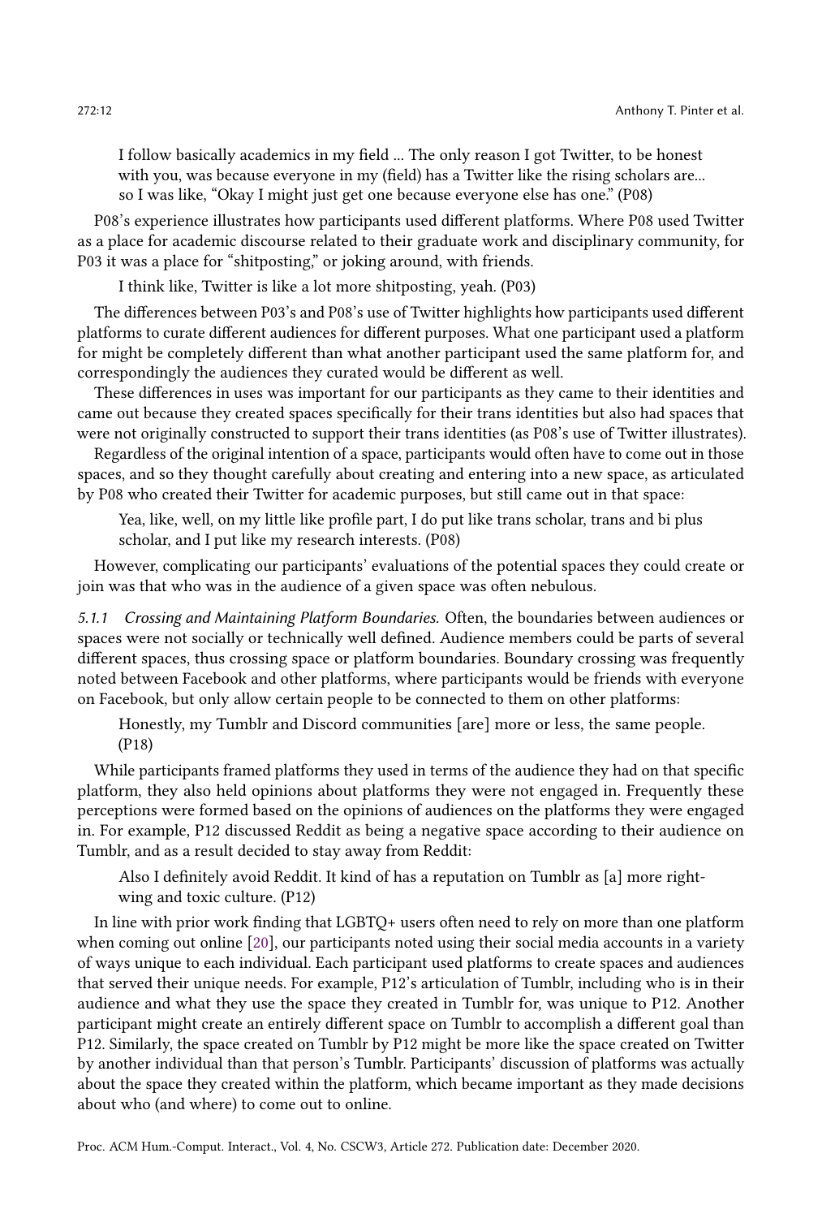> I follow basically academics in my field ... The only reason I got Twitter, to be honest with you, was because everyone in my (field) has a Twitter like the rising scholars are... so I was like, "Okay I might just get one because everyone else has one." (P08)

P08's experience illustrates how participants used different platforms. Where P08 used Twitter as a place for academic discourse related to their graduate work and disciplinary community, for P03 it was a place for "shitposting," or joking around, with friends.

> I think like, Twitter is like a lot more shitposting, yeah. (P03)

The differences between P03's and P08's use of Twitter highlights how participants used different platforms to curate different audiences for different purposes. What one participant used a platform for might be completely different than what another participant used the same platform for, and correspondingly the audiences they curated would be different as well.

These differences in uses was important for our participants as they came to their identities and came out because they created spaces specifically for their trans identities but also had spaces that were not originally constructed to support their trans identities (as P08's use of Twitter illustrates).

Regardless of the original intention of a space, participants would often have to come out in those spaces, and so they thought carefully about creating and entering into a new space, as articulated by P08 who created their Twitter for academic purposes, but still came out in that space:

> Yea, like, well, on my little like profile part, I do put like trans scholar, trans and bi plus scholar, and I put like my research interests. (P08)

However, complicating our participants' evaluations of the potential spaces they could create or join was that who was in the audience of a given space was often nebulous.

*5.1.1 Crossing and Maintaining Platform Boundaries.* Often, the boundaries between audiences or spaces were not socially or technically well defined. Audience members could be parts of several different spaces, thus crossing space or platform boundaries. Boundary crossing was frequently noted between Facebook and other platforms, where participants would be friends with everyone on Facebook, but only allow certain people to be connected to them on other platforms:

> Honestly, my Tumblr and Discord communities [are] more or less, the same people. (P18)

While participants framed platforms they used in terms of the audience they had on that specific platform, they also held opinions about platforms they were not engaged in. Frequently these perceptions were formed based on the opinions of audiences on the platforms they were engaged in. For example, P12 discussed Reddit as being a negative space according to their audience on Tumblr, and as a result decided to stay away from Reddit:

> Also I definitely avoid Reddit. It kind of has a reputation on Tumblr as [a] more right-wing and toxic culture. (P12)

In line with prior work finding that LGBTQ+ users often need to rely on more than one platform when coming out online [20], our participants noted using their social media accounts in a variety of ways unique to each individual. Each participant used platforms to create spaces and audiences that served their unique needs. For example, P12's articulation of Tumblr, including who is in their audience and what they use the space they created in Tumblr for, was unique to P12. Another participant might create an entirely different space on Tumblr to accomplish a different goal than P12. Similarly, the space created on Tumblr by P12 might be more like the space created on Twitter by another individual than that person's Tumblr. Participants' discussion of platforms was actually about the space they created within the platform, which became important as they made decisions about who (and where) to come out to online.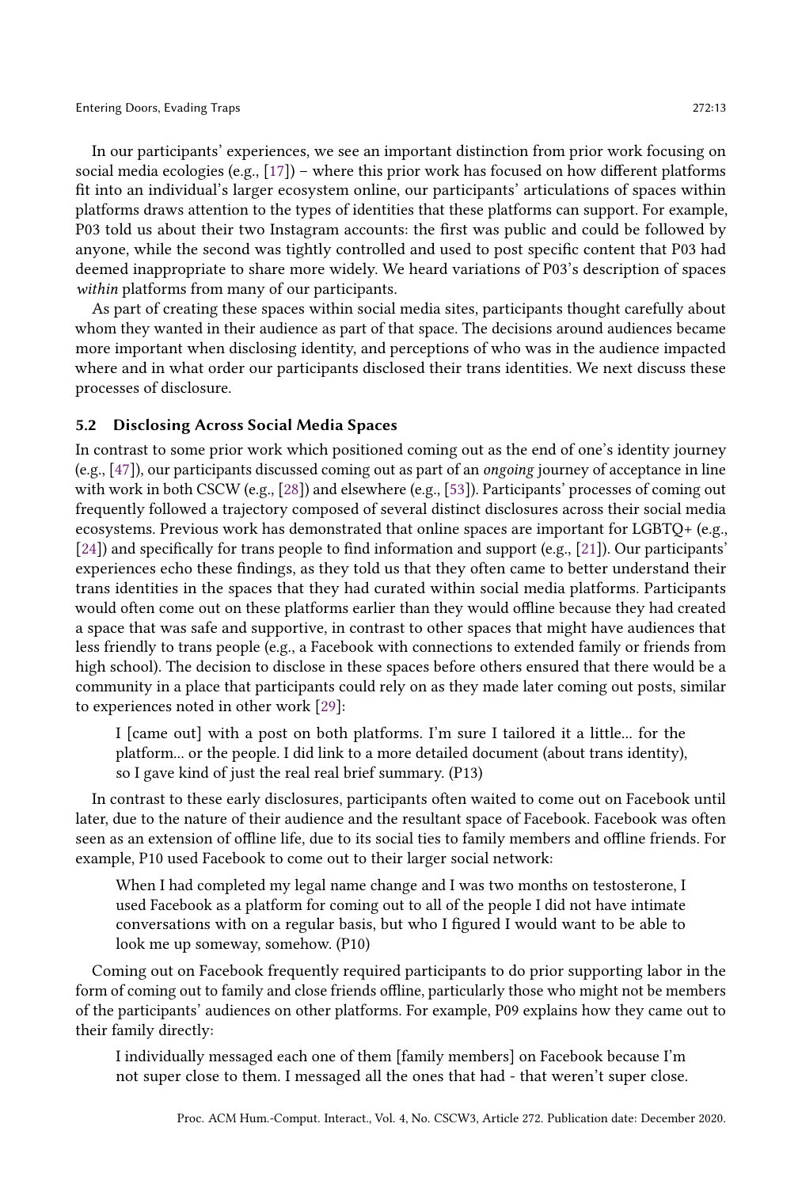In our participants' experiences, we see an important distinction from prior work focusing on social media ecologies (e.g., [17]) – where this prior work has focused on how different platforms fit into an individual's larger ecosystem online, our participants' articulations of spaces within platforms draws attention to the types of identities that these platforms can support. For example, P03 told us about their two Instagram accounts: the first was public and could be followed by anyone, while the second was tightly controlled and used to post specific content that P03 had deemed inappropriate to share more widely. We heard variations of P03's description of spaces *within* platforms from many of our participants.

As part of creating these spaces within social media sites, participants thought carefully about whom they wanted in their audience as part of that space. The decisions around audiences became more important when disclosing identity, and perceptions of who was in the audience impacted where and in what order our participants disclosed their trans identities. We next discuss these processes of disclosure.

### 5.2 Disclosing Across Social Media Spaces

In contrast to some prior work which positioned coming out as the end of one's identity journey (e.g., [47]), our participants discussed coming out as part of an *ongoing* journey of acceptance in line with work in both CSCW (e.g., [28]) and elsewhere (e.g., [53]). Participants' processes of coming out frequently followed a trajectory composed of several distinct disclosures across their social media ecosystems. Previous work has demonstrated that online spaces are important for LGBTQ+ (e.g., [24]) and specifically for trans people to find information and support (e.g., [21]). Our participants' experiences echo these findings, as they told us that they often came to better understand their trans identities in the spaces that they had curated within social media platforms. Participants would often come out on these platforms earlier than they would offline because they had created a space that was safe and supportive, in contrast to other spaces that might have audiences that less friendly to trans people (e.g., a Facebook with connections to extended family or friends from high school). The decision to disclose in these spaces before others ensured that there would be a community in a place that participants could rely on as they made later coming out posts, similar to experiences noted in other work [29]:

> I [came out] with a post on both platforms. I'm sure I tailored it a little... for the platform... or the people. I did link to a more detailed document (about trans identity), so I gave kind of just the real real brief summary. (P13)

In contrast to these early disclosures, participants often waited to come out on Facebook until later, due to the nature of their audience and the resultant space of Facebook. Facebook was often seen as an extension of offline life, due to its social ties to family members and offline friends. For example, P10 used Facebook to come out to their larger social network:

> When I had completed my legal name change and I was two months on testosterone, I used Facebook as a platform for coming out to all of the people I did not have intimate conversations with on a regular basis, but who I figured I would want to be able to look me up someway, somehow. (P10)

Coming out on Facebook frequently required participants to do prior supporting labor in the form of coming out to family and close friends offline, particularly those who might not be members of the participants' audiences on other platforms. For example, P09 explains how they came out to their family directly:

> I individually messaged each one of them [family members] on Facebook because I'm not super close to them. I messaged all the ones that had - that weren't super close.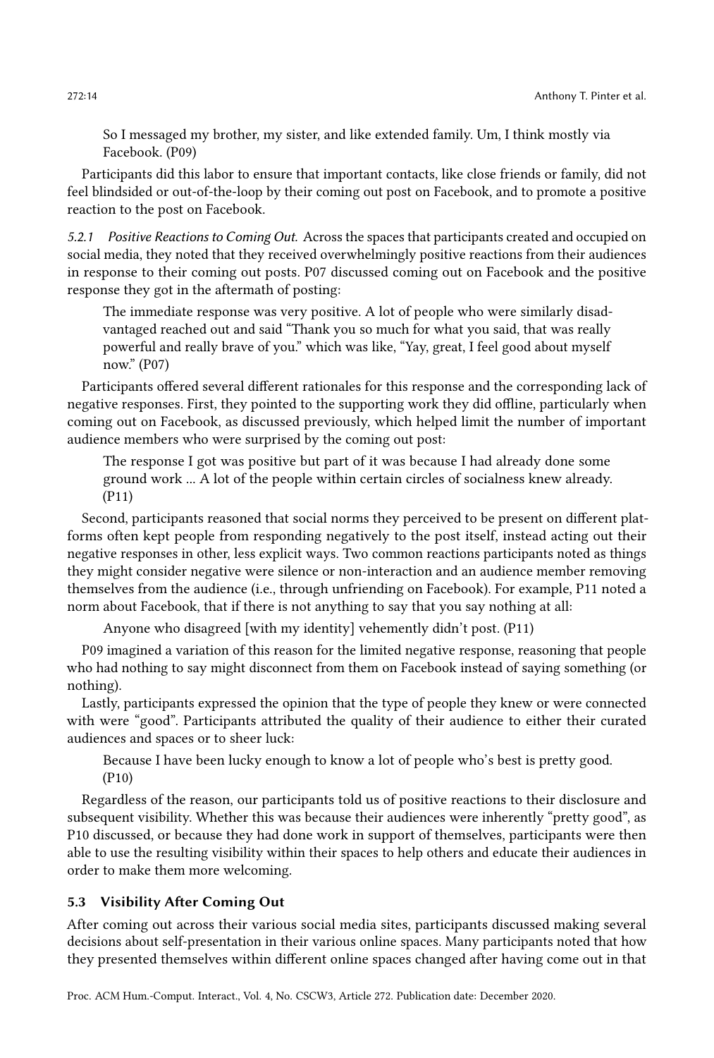> So I messaged my brother, my sister, and like extended family. Um, I think mostly via Facebook. (P09)

Participants did this labor to ensure that important contacts, like close friends or family, did not feel blindsided or out-of-the-loop by their coming out post on Facebook, and to promote a positive reaction to the post on Facebook.

*5.2.1 Positive Reactions to Coming Out.* Across the spaces that participants created and occupied on social media, they noted that they received overwhelmingly positive reactions from their audiences in response to their coming out posts. P07 discussed coming out on Facebook and the positive response they got in the aftermath of posting:

> The immediate response was very positive. A lot of people who were similarly disadvantaged reached out and said "Thank you so much for what you said, that was really powerful and really brave of you." which was like, "Yay, great, I feel good about myself now." (P07)

Participants offered several different rationales for this response and the corresponding lack of negative responses. First, they pointed to the supporting work they did offline, particularly when coming out on Facebook, as discussed previously, which helped limit the number of important audience members who were surprised by the coming out post:

> The response I got was positive but part of it was because I had already done some ground work ... A lot of the people within certain circles of socialness knew already. (P11)

Second, participants reasoned that social norms they perceived to be present on different platforms often kept people from responding negatively to the post itself, instead acting out their negative responses in other, less explicit ways. Two common reactions participants noted as things they might consider negative were silence or non-interaction and an audience member removing themselves from the audience (i.e., through unfriending on Facebook). For example, P11 noted a norm about Facebook, that if there is not anything to say that you say nothing at all:

> Anyone who disagreed [with my identity] vehemently didn't post. (P11)

P09 imagined a variation of this reason for the limited negative response, reasoning that people who had nothing to say might disconnect from them on Facebook instead of saying something (or nothing).

Lastly, participants expressed the opinion that the type of people they knew or were connected with were "good". Participants attributed the quality of their audience to either their curated audiences and spaces or to sheer luck:

> Because I have been lucky enough to know a lot of people who's best is pretty good. (P10)

Regardless of the reason, our participants told us of positive reactions to their disclosure and subsequent visibility. Whether this was because their audiences were inherently "pretty good", as P10 discussed, or because they had done work in support of themselves, participants were then able to use the resulting visibility within their spaces to help others and educate their audiences in order to make them more welcoming.

### 5.3 Visibility After Coming Out

After coming out across their various social media sites, participants discussed making several decisions about self-presentation in their various online spaces. Many participants noted that how they presented themselves within different online spaces changed after having come out in that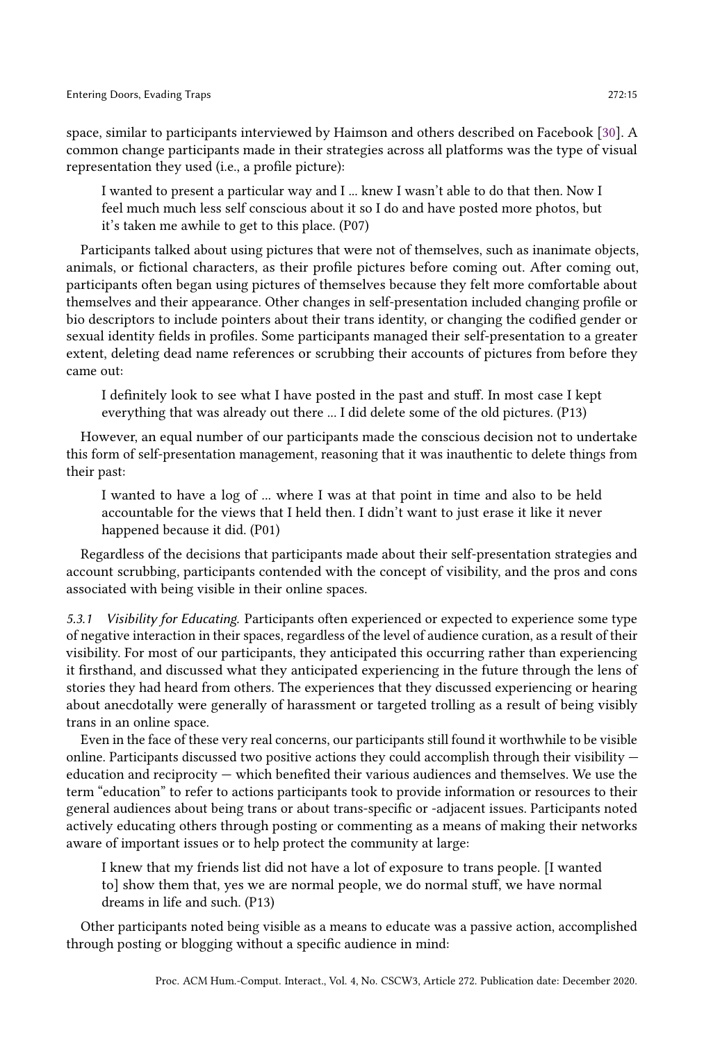space, similar to participants interviewed by Haimson and others described on Facebook [30]. A common change participants made in their strategies across all platforms was the type of visual representation they used (i.e., a profile picture):

> I wanted to present a particular way and I ... knew I wasn't able to do that then. Now I feel much much less self conscious about it so I do and have posted more photos, but it's taken me awhile to get to this place. (P07)

Participants talked about using pictures that were not of themselves, such as inanimate objects, animals, or fictional characters, as their profile pictures before coming out. After coming out, participants often began using pictures of themselves because they felt more comfortable about themselves and their appearance. Other changes in self-presentation included changing profile or bio descriptors to include pointers about their trans identity, or changing the codified gender or sexual identity fields in profiles. Some participants managed their self-presentation to a greater extent, deleting dead name references or scrubbing their accounts of pictures from before they came out:

> I definitely look to see what I have posted in the past and stuff. In most case I kept everything that was already out there ... I did delete some of the old pictures. (P13)

However, an equal number of our participants made the conscious decision not to undertake this form of self-presentation management, reasoning that it was inauthentic to delete things from their past:

> I wanted to have a log of ... where I was at that point in time and also to be held accountable for the views that I held then. I didn't want to just erase it like it never happened because it did. (P01)

Regardless of the decisions that participants made about their self-presentation strategies and account scrubbing, participants contended with the concept of visibility, and the pros and cons associated with being visible in their online spaces.

*5.3.1 Visibility for Educating.* Participants often experienced or expected to experience some type of negative interaction in their spaces, regardless of the level of audience curation, as a result of their visibility. For most of our participants, they anticipated this occurring rather than experiencing it firsthand, and discussed what they anticipated experiencing in the future through the lens of stories they had heard from others. The experiences that they discussed experiencing or hearing about anecdotally were generally of harassment or targeted trolling as a result of being visibly trans in an online space.

Even in the face of these very real concerns, our participants still found it worthwhile to be visible online. Participants discussed two positive actions they could accomplish through their visibility — education and reciprocity — which benefited their various audiences and themselves. We use the term "education" to refer to actions participants took to provide information or resources to their general audiences about being trans or about trans-specific or -adjacent issues. Participants noted actively educating others through posting or commenting as a means of making their networks aware of important issues or to help protect the community at large:

> I knew that my friends list did not have a lot of exposure to trans people. [I wanted to] show them that, yes we are normal people, we do normal stuff, we have normal dreams in life and such. (P13)

Other participants noted being visible as a means to educate was a passive action, accomplished through posting or blogging without a specific audience in mind: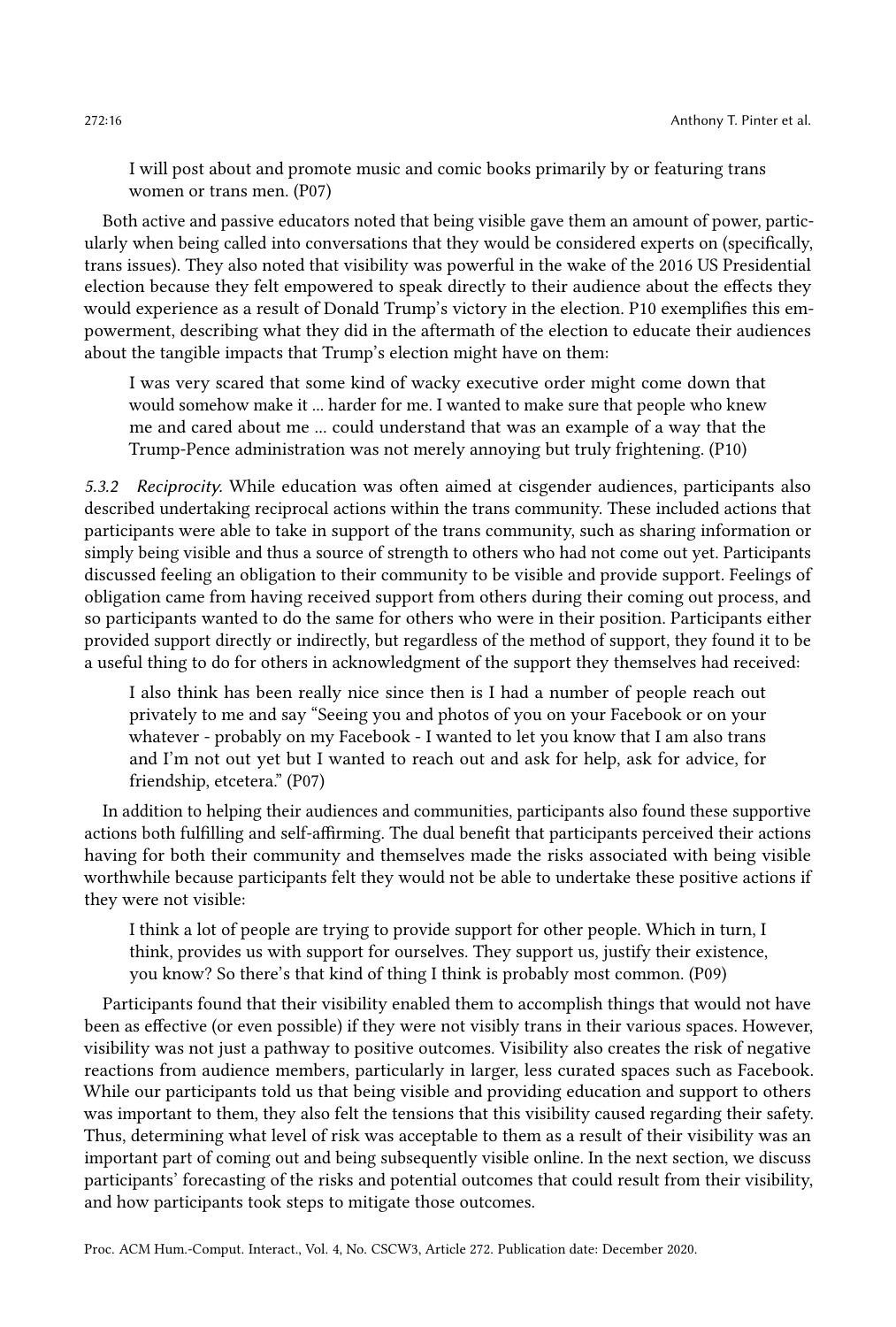> I will post about and promote music and comic books primarily by or featuring trans women or trans men. (P07)

Both active and passive educators noted that being visible gave them an amount of power, particularly when being called into conversations that they would be considered experts on (specifically, trans issues). They also noted that visibility was powerful in the wake of the 2016 US Presidential election because they felt empowered to speak directly to their audience about the effects they would experience as a result of Donald Trump's victory in the election. P10 exemplifies this empowerment, describing what they did in the aftermath of the election to educate their audiences about the tangible impacts that Trump's election might have on them:

> I was very scared that some kind of wacky executive order might come down that would somehow make it ... harder for me. I wanted to make sure that people who knew me and cared about me ... could understand that was an example of a way that the Trump-Pence administration was not merely annoying but truly frightening. (P10)

*5.3.2 Reciprocity.* While education was often aimed at cisgender audiences, participants also described undertaking reciprocal actions within the trans community. These included actions that participants were able to take in support of the trans community, such as sharing information or simply being visible and thus a source of strength to others who had not come out yet. Participants discussed feeling an obligation to their community to be visible and provide support. Feelings of obligation came from having received support from others during their coming out process, and so participants wanted to do the same for others who were in their position. Participants either provided support directly or indirectly, but regardless of the method of support, they found it to be a useful thing to do for others in acknowledgment of the support they themselves had received:

> I also think has been really nice since then is I had a number of people reach out privately to me and say "Seeing you and photos of you on your Facebook or on your whatever - probably on my Facebook - I wanted to let you know that I am also trans and I'm not out yet but I wanted to reach out and ask for help, ask for advice, for friendship, etcetera." (P07)

In addition to helping their audiences and communities, participants also found these supportive actions both fulfilling and self-affirming. The dual benefit that participants perceived their actions having for both their community and themselves made the risks associated with being visible worthwhile because participants felt they would not be able to undertake these positive actions if they were not visible:

> I think a lot of people are trying to provide support for other people. Which in turn, I think, provides us with support for ourselves. They support us, justify their existence, you know? So there's that kind of thing I think is probably most common. (P09)

Participants found that their visibility enabled them to accomplish things that would not have been as effective (or even possible) if they were not visibly trans in their various spaces. However, visibility was not just a pathway to positive outcomes. Visibility also creates the risk of negative reactions from audience members, particularly in larger, less curated spaces such as Facebook. While our participants told us that being visible and providing education and support to others was important to them, they also felt the tensions that this visibility caused regarding their safety. Thus, determining what level of risk was acceptable to them as a result of their visibility was an important part of coming out and being subsequently visible online. In the next section, we discuss participants' forecasting of the risks and potential outcomes that could result from their visibility, and how participants took steps to mitigate those outcomes.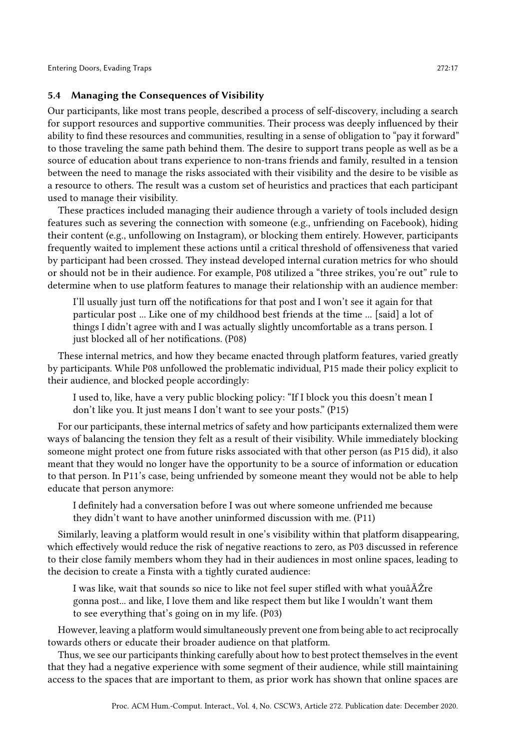### 5.4 Managing the Consequences of Visibility

Our participants, like most trans people, described a process of self-discovery, including a search for support resources and supportive communities. Their process was deeply influenced by their ability to find these resources and communities, resulting in a sense of obligation to "pay it forward" to those traveling the same path behind them. The desire to support trans people as well as be a source of education about trans experience to non-trans friends and family, resulted in a tension between the need to manage the risks associated with their visibility and the desire to be visible as a resource to others. The result was a custom set of heuristics and practices that each participant used to manage their visibility.

These practices included managing their audience through a variety of tools included design features such as severing the connection with someone (e.g., unfriending on Facebook), hiding their content (e.g., unfollowing on Instagram), or blocking them entirely. However, participants frequently waited to implement these actions until a critical threshold of offensiveness that varied by participant had been crossed. They instead developed internal curation metrics for who should or should not be in their audience. For example, P08 utilized a "three strikes, you're out" rule to determine when to use platform features to manage their relationship with an audience member:

> I'll usually just turn off the notifications for that post and I won't see it again for that particular post ... Like one of my childhood best friends at the time ... [said] a lot of things I didn't agree with and I was actually slightly uncomfortable as a trans person. I just blocked all of her notifications. (P08)

These internal metrics, and how they became enacted through platform features, varied greatly by participants. While P08 unfollowed the problematic individual, P15 made their policy explicit to their audience, and blocked people accordingly:

> I used to, like, have a very public blocking policy: "If I block you this doesn't mean I don't like you. It just means I don't want to see your posts." (P15)

For our participants, these internal metrics of safety and how participants externalized them were ways of balancing the tension they felt as a result of their visibility. While immediately blocking someone might protect one from future risks associated with that other person (as P15 did), it also meant that they would no longer have the opportunity to be a source of information or education to that person. In P11's case, being unfriended by someone meant they would not be able to help educate that person anymore:

> I definitely had a conversation before I was out where someone unfriended me because they didn't want to have another uninformed discussion with me. (P11)

Similarly, leaving a platform would result in one's visibility within that platform disappearing, which effectively would reduce the risk of negative reactions to zero, as P03 discussed in reference to their close family members whom they had in their audiences in most online spaces, leading to the decision to create a Finsta with a tightly curated audience:

> I was like, wait that sounds so nice to like not feel super stifled with what youâĂŹre gonna post... and like, I love them and like respect them but like I wouldn't want them to see everything that's going on in my life. (P03)

However, leaving a platform would simultaneously prevent one from being able to act reciprocally towards others or educate their broader audience on that platform.

Thus, we see our participants thinking carefully about how to best protect themselves in the event that they had a negative experience with some segment of their audience, while still maintaining access to the spaces that are important to them, as prior work has shown that online spaces are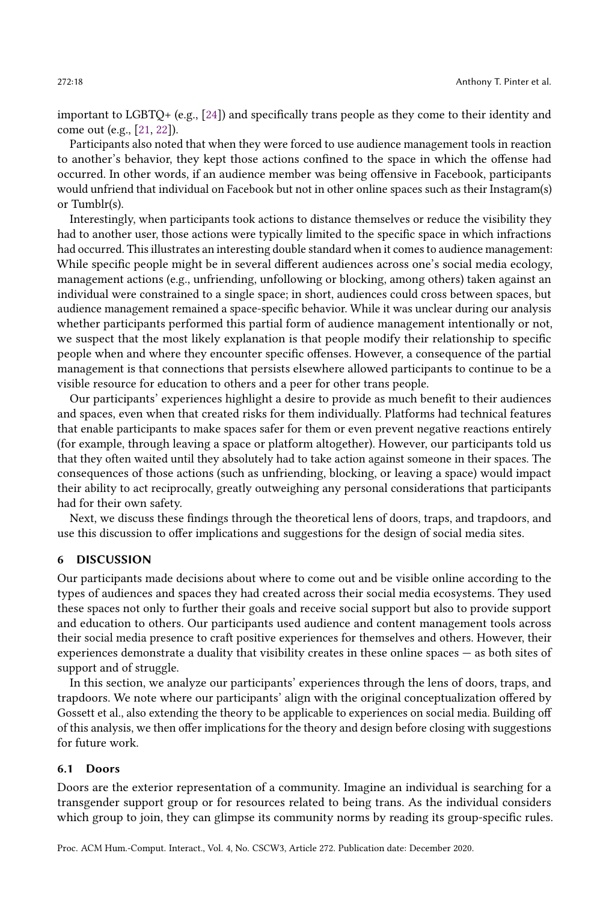important to LGBTQ+ (e.g., [24]) and specifically trans people as they come to their identity and come out (e.g., [21, 22]).

Participants also noted that when they were forced to use audience management tools in reaction to another's behavior, they kept those actions confined to the space in which the offense had occurred. In other words, if an audience member was being offensive in Facebook, participants would unfriend that individual on Facebook but not in other online spaces such as their Instagram(s) or Tumblr(s).

Interestingly, when participants took actions to distance themselves or reduce the visibility they had to another user, those actions were typically limited to the specific space in which infractions had occurred. This illustrates an interesting double standard when it comes to audience management: While specific people might be in several different audiences across one's social media ecology, management actions (e.g., unfriending, unfollowing or blocking, among others) taken against an individual were constrained to a single space; in short, audiences could cross between spaces, but audience management remained a space-specific behavior. While it was unclear during our analysis whether participants performed this partial form of audience management intentionally or not, we suspect that the most likely explanation is that people modify their relationship to specific people when and where they encounter specific offenses. However, a consequence of the partial management is that connections that persists elsewhere allowed participants to continue to be a visible resource for education to others and a peer for other trans people.

Our participants' experiences highlight a desire to provide as much benefit to their audiences and spaces, even when that created risks for them individually. Platforms had technical features that enable participants to make spaces safer for them or even prevent negative reactions entirely (for example, through leaving a space or platform altogether). However, our participants told us that they often waited until they absolutely had to take action against someone in their spaces. The consequences of those actions (such as unfriending, blocking, or leaving a space) would impact their ability to act reciprocally, greatly outweighing any personal considerations that participants had for their own safety.

Next, we discuss these findings through the theoretical lens of doors, traps, and trapdoors, and use this discussion to offer implications and suggestions for the design of social media sites.

## 6 DISCUSSION

Our participants made decisions about where to come out and be visible online according to the types of audiences and spaces they had created across their social media ecosystems. They used these spaces not only to further their goals and receive social support but also to provide support and education to others. Our participants used audience and content management tools across their social media presence to craft positive experiences for themselves and others. However, their experiences demonstrate a duality that visibility creates in these online spaces — as both sites of support and of struggle.

In this section, we analyze our participants' experiences through the lens of doors, traps, and trapdoors. We note where our participants' align with the original conceptualization offered by Gossett et al., also extending the theory to be applicable to experiences on social media. Building off of this analysis, we then offer implications for the theory and design before closing with suggestions for future work.

### 6.1 Doors

Doors are the exterior representation of a community. Imagine an individual is searching for a transgender support group or for resources related to being trans. As the individual considers which group to join, they can glimpse its community norms by reading its group-specific rules.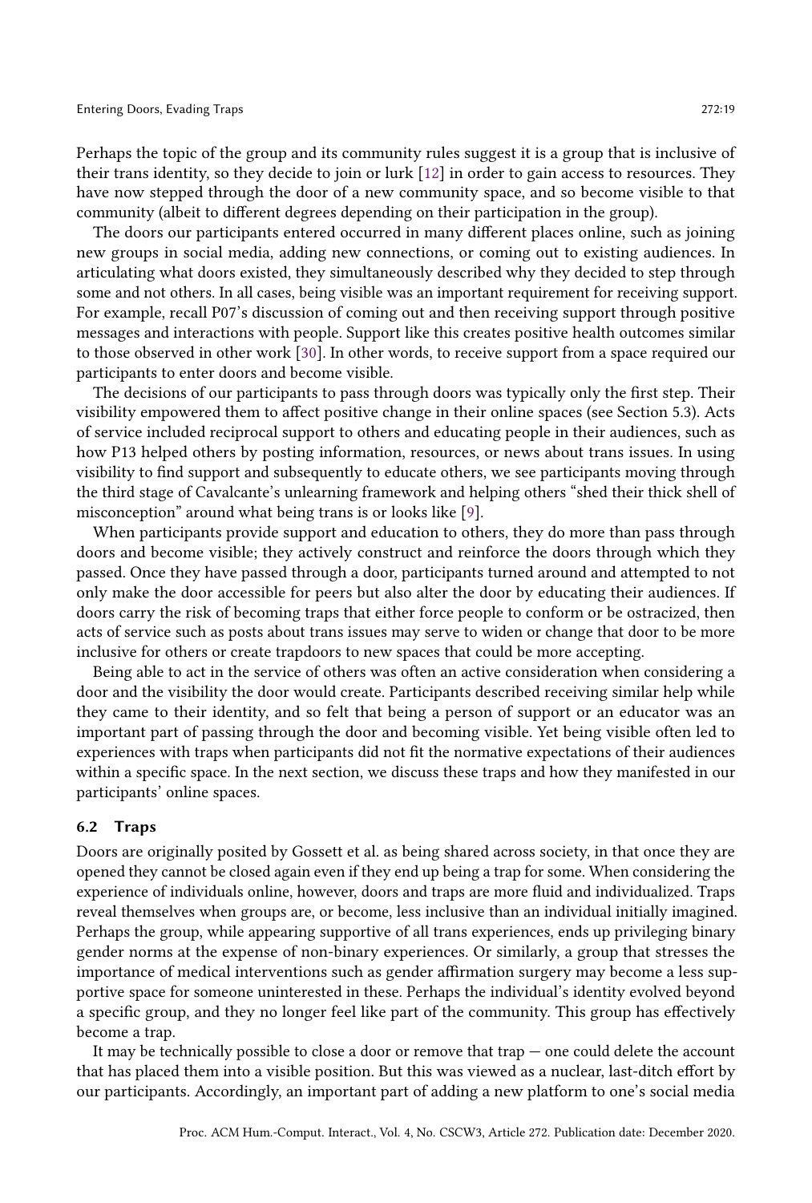Perhaps the topic of the group and its community rules suggest it is a group that is inclusive of their trans identity, so they decide to join or lurk [12] in order to gain access to resources. They have now stepped through the door of a new community space, and so become visible to that community (albeit to different degrees depending on their participation in the group).

The doors our participants entered occurred in many different places online, such as joining new groups in social media, adding new connections, or coming out to existing audiences. In articulating what doors existed, they simultaneously described why they decided to step through some and not others. In all cases, being visible was an important requirement for receiving support. For example, recall P07's discussion of coming out and then receiving support through positive messages and interactions with people. Support like this creates positive health outcomes similar to those observed in other work [30]. In other words, to receive support from a space required our participants to enter doors and become visible.

The decisions of our participants to pass through doors was typically only the first step. Their visibility empowered them to affect positive change in their online spaces (see Section 5.3). Acts of service included reciprocal support to others and educating people in their audiences, such as how P13 helped others by posting information, resources, or news about trans issues. In using visibility to find support and subsequently to educate others, we see participants moving through the third stage of Cavalcante's unlearning framework and helping others "shed their thick shell of misconception" around what being trans is or looks like [9].

When participants provide support and education to others, they do more than pass through doors and become visible; they actively construct and reinforce the doors through which they passed. Once they have passed through a door, participants turned around and attempted to not only make the door accessible for peers but also alter the door by educating their audiences. If doors carry the risk of becoming traps that either force people to conform or be ostracized, then acts of service such as posts about trans issues may serve to widen or change that door to be more inclusive for others or create trapdoors to new spaces that could be more accepting.

Being able to act in the service of others was often an active consideration when considering a door and the visibility the door would create. Participants described receiving similar help while they came to their identity, and so felt that being a person of support or an educator was an important part of passing through the door and becoming visible. Yet being visible often led to experiences with traps when participants did not fit the normative expectations of their audiences within a specific space. In the next section, we discuss these traps and how they manifested in our participants' online spaces.

### 6.2 Traps

Doors are originally posited by Gossett et al. as being shared across society, in that once they are opened they cannot be closed again even if they end up being a trap for some. When considering the experience of individuals online, however, doors and traps are more fluid and individualized. Traps reveal themselves when groups are, or become, less inclusive than an individual initially imagined. Perhaps the group, while appearing supportive of all trans experiences, ends up privileging binary gender norms at the expense of non-binary experiences. Or similarly, a group that stresses the importance of medical interventions such as gender affirmation surgery may become a less supportive space for someone uninterested in these. Perhaps the individual's identity evolved beyond a specific group, and they no longer feel like part of the community. This group has effectively become a trap.

It may be technically possible to close a door or remove that trap — one could delete the account that has placed them into a visible position. But this was viewed as a nuclear, last-ditch effort by our participants. Accordingly, an important part of adding a new platform to one's social media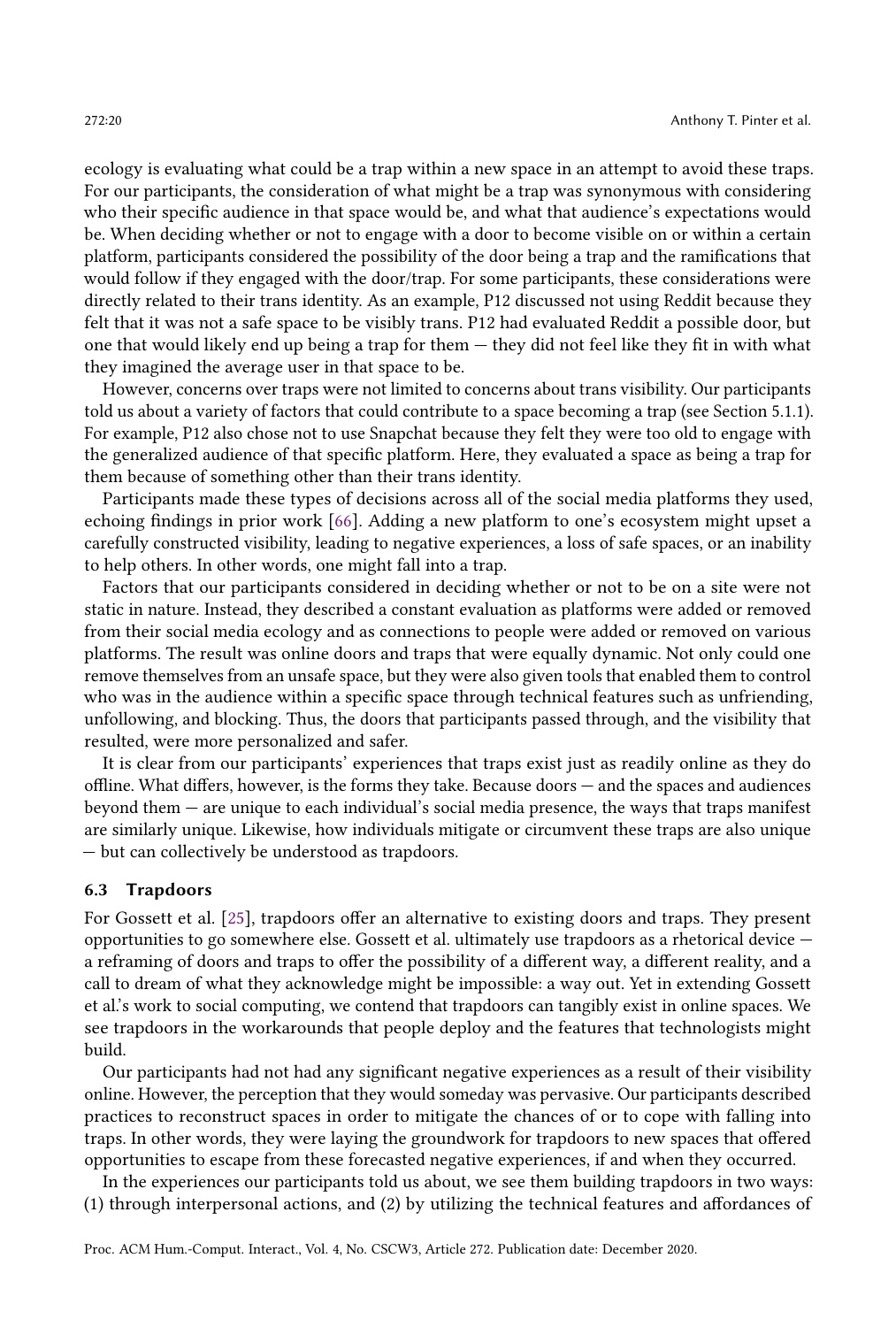ecology is evaluating what could be a trap within a new space in an attempt to avoid these traps. For our participants, the consideration of what might be a trap was synonymous with considering who their specific audience in that space would be, and what that audience's expectations would be. When deciding whether or not to engage with a door to become visible on or within a certain platform, participants considered the possibility of the door being a trap and the ramifications that would follow if they engaged with the door/trap. For some participants, these considerations were directly related to their trans identity. As an example, P12 discussed not using Reddit because they felt that it was not a safe space to be visibly trans. P12 had evaluated Reddit a possible door, but one that would likely end up being a trap for them — they did not feel like they fit in with what they imagined the average user in that space to be.

However, concerns over traps were not limited to concerns about trans visibility. Our participants told us about a variety of factors that could contribute to a space becoming a trap (see Section 5.1.1). For example, P12 also chose not to use Snapchat because they felt they were too old to engage with the generalized audience of that specific platform. Here, they evaluated a space as being a trap for them because of something other than their trans identity.

Participants made these types of decisions across all of the social media platforms they used, echoing findings in prior work [66]. Adding a new platform to one's ecosystem might upset a carefully constructed visibility, leading to negative experiences, a loss of safe spaces, or an inability to help others. In other words, one might fall into a trap.

Factors that our participants considered in deciding whether or not to be on a site were not static in nature. Instead, they described a constant evaluation as platforms were added or removed from their social media ecology and as connections to people were added or removed on various platforms. The result was online doors and traps that were equally dynamic. Not only could one remove themselves from an unsafe space, but they were also given tools that enabled them to control who was in the audience within a specific space through technical features such as unfriending, unfollowing, and blocking. Thus, the doors that participants passed through, and the visibility that resulted, were more personalized and safer.

It is clear from our participants' experiences that traps exist just as readily online as they do offline. What differs, however, is the forms they take. Because doors — and the spaces and audiences beyond them — are unique to each individual's social media presence, the ways that traps manifest are similarly unique. Likewise, how individuals mitigate or circumvent these traps are also unique — but can collectively be understood as trapdoors.

### 6.3 Trapdoors

For Gossett et al. [25], trapdoors offer an alternative to existing doors and traps. They present opportunities to go somewhere else. Gossett et al. ultimately use trapdoors as a rhetorical device — a reframing of doors and traps to offer the possibility of a different way, a different reality, and a call to dream of what they acknowledge might be impossible: a way out. Yet in extending Gossett et al.'s work to social computing, we contend that trapdoors can tangibly exist in online spaces. We see trapdoors in the workarounds that people deploy and the features that technologists might build.

Our participants had not had any significant negative experiences as a result of their visibility online. However, the perception that they would someday was pervasive. Our participants described practices to reconstruct spaces in order to mitigate the chances of or to cope with falling into traps. In other words, they were laying the groundwork for trapdoors to new spaces that offered opportunities to escape from these forecasted negative experiences, if and when they occurred.

In the experiences our participants told us about, we see them building trapdoors in two ways: (1) through interpersonal actions, and (2) by utilizing the technical features and affordances of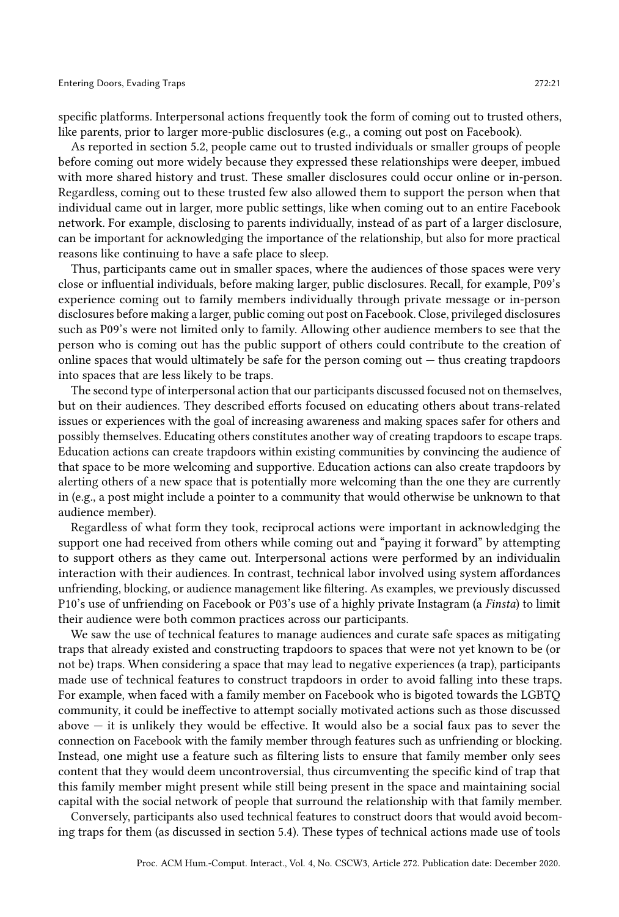specific platforms. Interpersonal actions frequently took the form of coming out to trusted others, like parents, prior to larger more-public disclosures (e.g., a coming out post on Facebook).

As reported in section 5.2, people came out to trusted individuals or smaller groups of people before coming out more widely because they expressed these relationships were deeper, imbued with more shared history and trust. These smaller disclosures could occur online or in-person. Regardless, coming out to these trusted few also allowed them to support the person when that individual came out in larger, more public settings, like when coming out to an entire Facebook network. For example, disclosing to parents individually, instead of as part of a larger disclosure, can be important for acknowledging the importance of the relationship, but also for more practical reasons like continuing to have a safe place to sleep.

Thus, participants came out in smaller spaces, where the audiences of those spaces were very close or influential individuals, before making larger, public disclosures. Recall, for example, P09's experience coming out to family members individually through private message or in-person disclosures before making a larger, public coming out post on Facebook. Close, privileged disclosures such as P09's were not limited only to family. Allowing other audience members to see that the person who is coming out has the public support of others could contribute to the creation of online spaces that would ultimately be safe for the person coming out — thus creating trapdoors into spaces that are less likely to be traps.

The second type of interpersonal action that our participants discussed focused not on themselves, but on their audiences. They described efforts focused on educating others about trans-related issues or experiences with the goal of increasing awareness and making spaces safer for others and possibly themselves. Educating others constitutes another way of creating trapdoors to escape traps. Education actions can create trapdoors within existing communities by convincing the audience of that space to be more welcoming and supportive. Education actions can also create trapdoors by alerting others of a new space that is potentially more welcoming than the one they are currently in (e.g., a post might include a pointer to a community that would otherwise be unknown to that audience member).

Regardless of what form they took, reciprocal actions were important in acknowledging the support one had received from others while coming out and "paying it forward" by attempting to support others as they came out. Interpersonal actions were performed by an individualin interaction with their audiences. In contrast, technical labor involved using system affordances unfriending, blocking, or audience management like filtering. As examples, we previously discussed P10's use of unfriending on Facebook or P03's use of a highly private Instagram (a *Finsta*) to limit their audience were both common practices across our participants.

We saw the use of technical features to manage audiences and curate safe spaces as mitigating traps that already existed and constructing trapdoors to spaces that were not yet known to be (or not be) traps. When considering a space that may lead to negative experiences (a trap), participants made use of technical features to construct trapdoors in order to avoid falling into these traps. For example, when faced with a family member on Facebook who is bigoted towards the LGBTQ community, it could be ineffective to attempt socially motivated actions such as those discussed above — it is unlikely they would be effective. It would also be a social faux pas to sever the connection on Facebook with the family member through features such as unfriending or blocking. Instead, one might use a feature such as filtering lists to ensure that family member only sees content that they would deem uncontroversial, thus circumventing the specific kind of trap that this family member might present while still being present in the space and maintaining social capital with the social network of people that surround the relationship with that family member.

Conversely, participants also used technical features to construct doors that would avoid becoming traps for them (as discussed in section 5.4). These types of technical actions made use of tools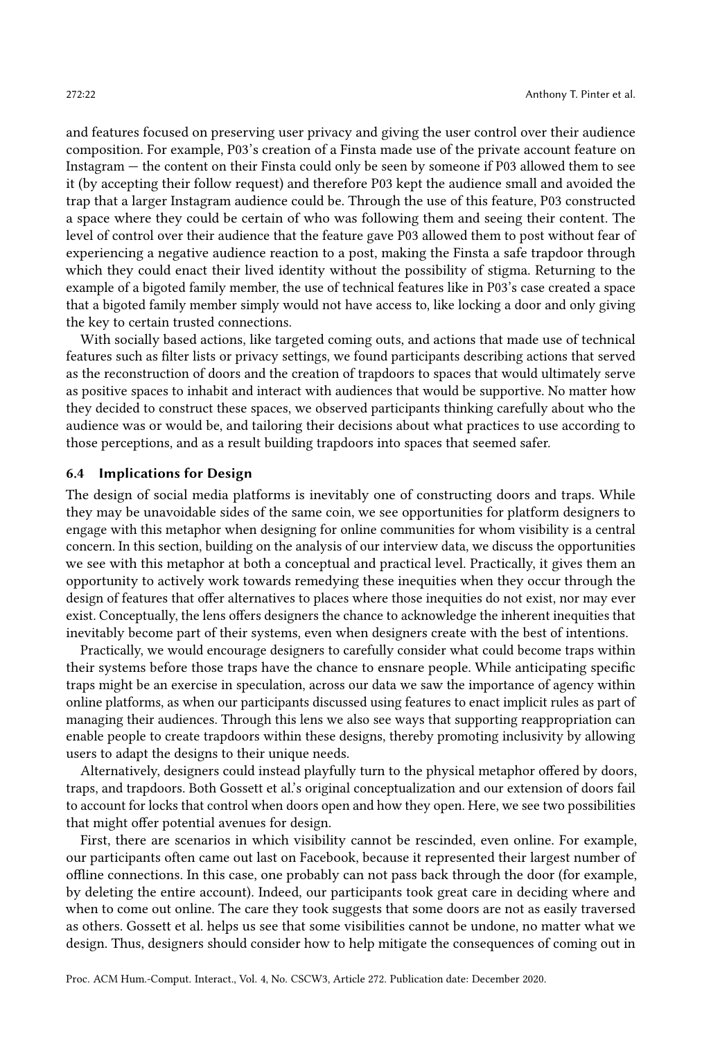and features focused on preserving user privacy and giving the user control over their audience composition. For example, P03's creation of a Finsta made use of the private account feature on Instagram — the content on their Finsta could only be seen by someone if P03 allowed them to see it (by accepting their follow request) and therefore P03 kept the audience small and avoided the trap that a larger Instagram audience could be. Through the use of this feature, P03 constructed a space where they could be certain of who was following them and seeing their content. The level of control over their audience that the feature gave P03 allowed them to post without fear of experiencing a negative audience reaction to a post, making the Finsta a safe trapdoor through which they could enact their lived identity without the possibility of stigma. Returning to the example of a bigoted family member, the use of technical features like in P03's case created a space that a bigoted family member simply would not have access to, like locking a door and only giving the key to certain trusted connections.

With socially based actions, like targeted coming outs, and actions that made use of technical features such as filter lists or privacy settings, we found participants describing actions that served as the reconstruction of doors and the creation of trapdoors to spaces that would ultimately serve as positive spaces to inhabit and interact with audiences that would be supportive. No matter how they decided to construct these spaces, we observed participants thinking carefully about who the audience was or would be, and tailoring their decisions about what practices to use according to those perceptions, and as a result building trapdoors into spaces that seemed safer.

### 6.4 Implications for Design

The design of social media platforms is inevitably one of constructing doors and traps. While they may be unavoidable sides of the same coin, we see opportunities for platform designers to engage with this metaphor when designing for online communities for whom visibility is a central concern. In this section, building on the analysis of our interview data, we discuss the opportunities we see with this metaphor at both a conceptual and practical level. Practically, it gives them an opportunity to actively work towards remedying these inequities when they occur through the design of features that offer alternatives to places where those inequities do not exist, nor may ever exist. Conceptually, the lens offers designers the chance to acknowledge the inherent inequities that inevitably become part of their systems, even when designers create with the best of intentions.

Practically, we would encourage designers to carefully consider what could become traps within their systems before those traps have the chance to ensnare people. While anticipating specific traps might be an exercise in speculation, across our data we saw the importance of agency within online platforms, as when our participants discussed using features to enact implicit rules as part of managing their audiences. Through this lens we also see ways that supporting reappropriation can enable people to create trapdoors within these designs, thereby promoting inclusivity by allowing users to adapt the designs to their unique needs.

Alternatively, designers could instead playfully turn to the physical metaphor offered by doors, traps, and trapdoors. Both Gossett et al.'s original conceptualization and our extension of doors fail to account for locks that control when doors open and how they open. Here, we see two possibilities that might offer potential avenues for design.

First, there are scenarios in which visibility cannot be rescinded, even online. For example, our participants often came out last on Facebook, because it represented their largest number of offline connections. In this case, one probably can not pass back through the door (for example, by deleting the entire account). Indeed, our participants took great care in deciding where and when to come out online. The care they took suggests that some doors are not as easily traversed as others. Gossett et al. helps us see that some visibilities cannot be undone, no matter what we design. Thus, designers should consider how to help mitigate the consequences of coming out in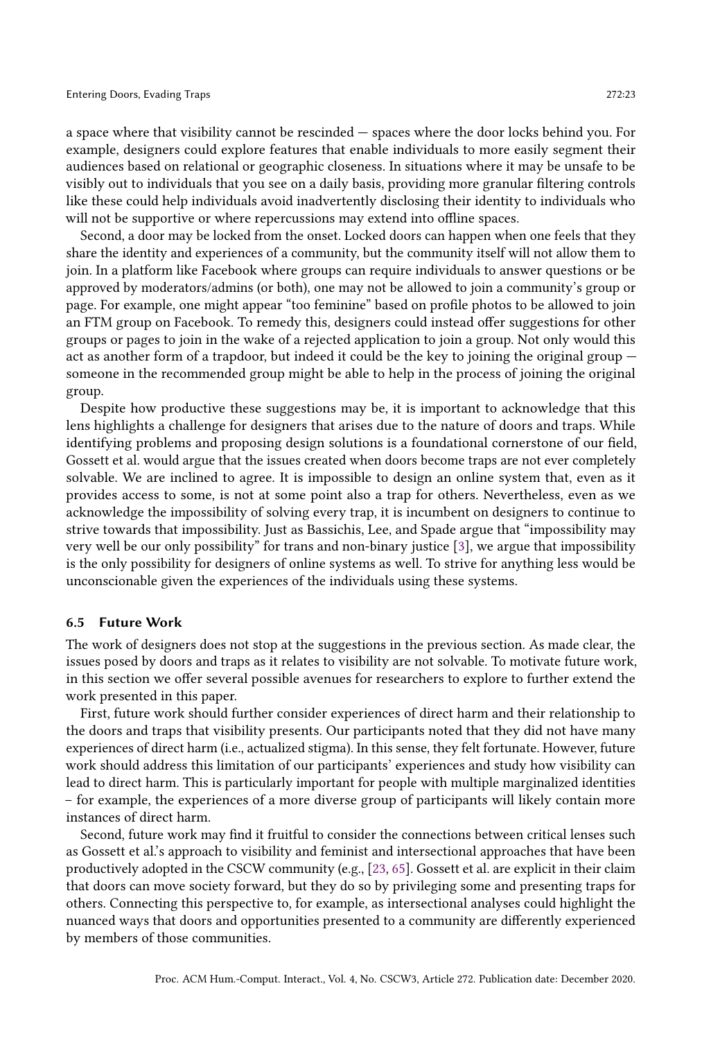a space where that visibility cannot be rescinded — spaces where the door locks behind you. For example, designers could explore features that enable individuals to more easily segment their audiences based on relational or geographic closeness. In situations where it may be unsafe to be visibly out to individuals that you see on a daily basis, providing more granular filtering controls like these could help individuals avoid inadvertently disclosing their identity to individuals who will not be supportive or where repercussions may extend into offline spaces.

Second, a door may be locked from the onset. Locked doors can happen when one feels that they share the identity and experiences of a community, but the community itself will not allow them to join. In a platform like Facebook where groups can require individuals to answer questions or be approved by moderators/admins (or both), one may not be allowed to join a community's group or page. For example, one might appear "too feminine" based on profile photos to be allowed to join an FTM group on Facebook. To remedy this, designers could instead offer suggestions for other groups or pages to join in the wake of a rejected application to join a group. Not only would this act as another form of a trapdoor, but indeed it could be the key to joining the original group — someone in the recommended group might be able to help in the process of joining the original group.

Despite how productive these suggestions may be, it is important to acknowledge that this lens highlights a challenge for designers that arises due to the nature of doors and traps. While identifying problems and proposing design solutions is a foundational cornerstone of our field, Gossett et al. would argue that the issues created when doors become traps are not ever completely solvable. We are inclined to agree. It is impossible to design an online system that, even as it provides access to some, is not at some point also a trap for others. Nevertheless, even as we acknowledge the impossibility of solving every trap, it is incumbent on designers to continue to strive towards that impossibility. Just as Bassichis, Lee, and Spade argue that "impossibility may very well be our only possibility" for trans and non-binary justice [3], we argue that impossibility is the only possibility for designers of online systems as well. To strive for anything less would be unconscionable given the experiences of the individuals using these systems.

### 6.5 Future Work

The work of designers does not stop at the suggestions in the previous section. As made clear, the issues posed by doors and traps as it relates to visibility are not solvable. To motivate future work, in this section we offer several possible avenues for researchers to explore to further extend the work presented in this paper.

First, future work should further consider experiences of direct harm and their relationship to the doors and traps that visibility presents. Our participants noted that they did not have many experiences of direct harm (i.e., actualized stigma). In this sense, they felt fortunate. However, future work should address this limitation of our participants' experiences and study how visibility can lead to direct harm. This is particularly important for people with multiple marginalized identities – for example, the experiences of a more diverse group of participants will likely contain more instances of direct harm.

Second, future work may find it fruitful to consider the connections between critical lenses such as Gossett et al.'s approach to visibility and feminist and intersectional approaches that have been productively adopted in the CSCW community (e.g., [23, 65]. Gossett et al. are explicit in their claim that doors can move society forward, but they do so by privileging some and presenting traps for others. Connecting this perspective to, for example, as intersectional analyses could highlight the nuanced ways that doors and opportunities presented to a community are differently experienced by members of those communities.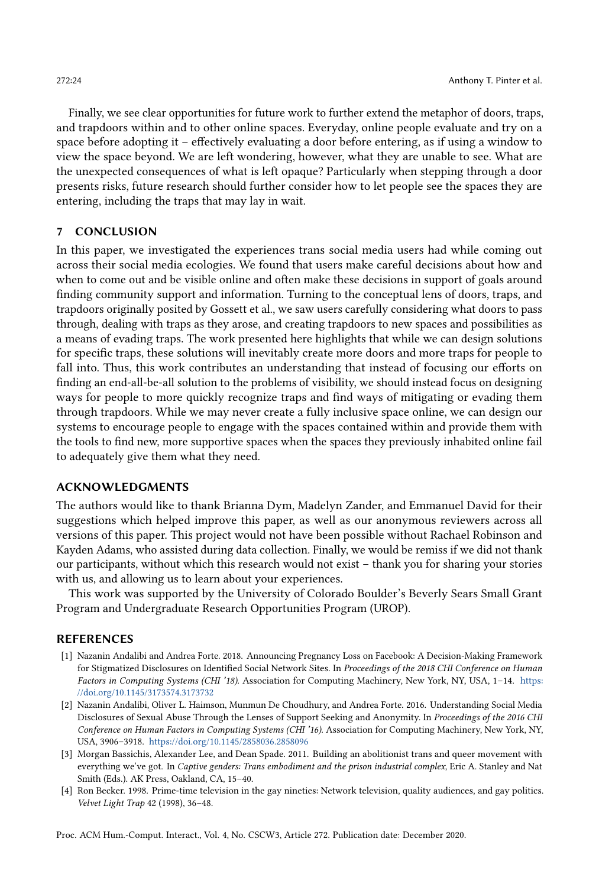Finally, we see clear opportunities for future work to further extend the metaphor of doors, traps, and trapdoors within and to other online spaces. Everyday, online people evaluate and try on a space before adopting it – effectively evaluating a door before entering, as if using a window to view the space beyond. We are left wondering, however, what they are unable to see. What are the unexpected consequences of what is left opaque? Particularly when stepping through a door presents risks, future research should further consider how to let people see the spaces they are entering, including the traps that may lay in wait.

## 7 CONCLUSION

In this paper, we investigated the experiences trans social media users had while coming out across their social media ecologies. We found that users make careful decisions about how and when to come out and be visible online and often make these decisions in support of goals around finding community support and information. Turning to the conceptual lens of doors, traps, and trapdoors originally posited by Gossett et al., we saw users carefully considering what doors to pass through, dealing with traps as they arose, and creating trapdoors to new spaces and possibilities as a means of evading traps. The work presented here highlights that while we can design solutions for specific traps, these solutions will inevitably create more doors and more traps for people to fall into. Thus, this work contributes an understanding that instead of focusing our efforts on finding an end-all-be-all solution to the problems of visibility, we should instead focus on designing ways for people to more quickly recognize traps and find ways of mitigating or evading them through trapdoors. While we may never create a fully inclusive space online, we can design our systems to encourage people to engage with the spaces contained within and provide them with the tools to find new, more supportive spaces when the spaces they previously inhabited online fail to adequately give them what they need.

## ACKNOWLEDGMENTS

The authors would like to thank Brianna Dym, Madelyn Zander, and Emmanuel David for their suggestions which helped improve this paper, as well as our anonymous reviewers across all versions of this paper. This project would not have been possible without Rachael Robinson and Kayden Adams, who assisted during data collection. Finally, we would be remiss if we did not thank our participants, without which this research would not exist – thank you for sharing your stories with us, and allowing us to learn about your experiences.

This work was supported by the University of Colorado Boulder's Beverly Sears Small Grant Program and Undergraduate Research Opportunities Program (UROP).

## REFERENCES

[1] Nazanin Andalibi and Andrea Forte. 2018. Announcing Pregnancy Loss on Facebook: A Decision-Making Framework for Stigmatized Disclosures on Identified Social Network Sites. In *Proceedings of the 2018 CHI Conference on Human Factors in Computing Systems (CHI '18)*. Association for Computing Machinery, New York, NY, USA, 1–14. https://doi.org/10.1145/3173574.3173732

[2] Nazanin Andalibi, Oliver L. Haimson, Munmun De Choudhury, and Andrea Forte. 2016. Understanding Social Media Disclosures of Sexual Abuse Through the Lenses of Support Seeking and Anonymity. In *Proceedings of the 2016 CHI Conference on Human Factors in Computing Systems (CHI '16)*. Association for Computing Machinery, New York, NY, USA, 3906–3918. https://doi.org/10.1145/2858036.2858096

[3] Morgan Bassichis, Alexander Lee, and Dean Spade. 2011. Building an abolitionist trans and queer movement with everything we've got. In *Captive genders: Trans embodiment and the prison industrial complex*, Eric A. Stanley and Nat Smith (Eds.). AK Press, Oakland, CA, 15–40.

[4] Ron Becker. 1998. Prime-time television in the gay nineties: Network television, quality audiences, and gay politics. *Velvet Light Trap* 42 (1998), 36–48.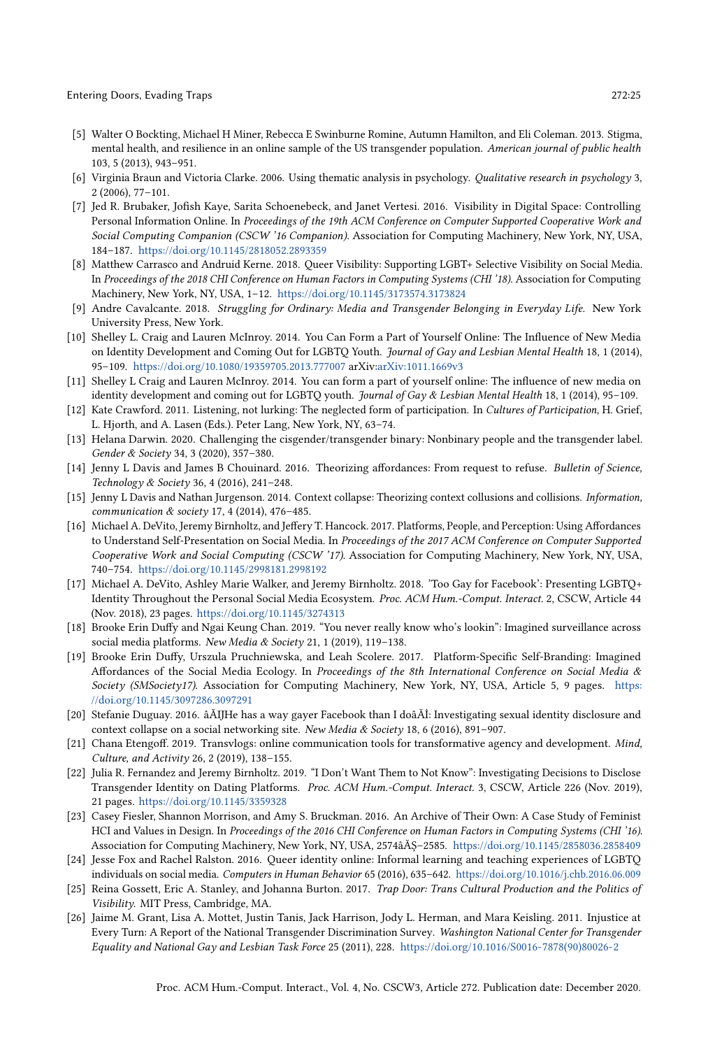[5] Walter O Bockting, Michael H Miner, Rebecca E Swinburne Romine, Autumn Hamilton, and Eli Coleman. 2013. Stigma, mental health, and resilience in an online sample of the US transgender population. *American journal of public health* 103, 5 (2013), 943–951.

[6] Virginia Braun and Victoria Clarke. 2006. Using thematic analysis in psychology. *Qualitative research in psychology* 3, 2 (2006), 77–101.

[7] Jed R. Brubaker, Jofish Kaye, Sarita Schoenebeck, and Janet Vertesi. 2016. Visibility in Digital Space: Controlling Personal Information Online. In *Proceedings of the 19th ACM Conference on Computer Supported Cooperative Work and Social Computing Companion (CSCW '16 Companion)*. Association for Computing Machinery, New York, NY, USA, 184–187. https://doi.org/10.1145/2818052.2893359

[8] Matthew Carrasco and Andruid Kerne. 2018. Queer Visibility: Supporting LGBT+ Selective Visibility on Social Media. In *Proceedings of the 2018 CHI Conference on Human Factors in Computing Systems (CHI '18)*. Association for Computing Machinery, New York, NY, USA, 1–12. https://doi.org/10.1145/3173574.3173824

[9] Andre Cavalcante. 2018. *Struggling for Ordinary: Media and Transgender Belonging in Everyday Life.* New York University Press, New York.

[10] Shelley L. Craig and Lauren McInroy. 2014. You Can Form a Part of Yourself Online: The Influence of New Media on Identity Development and Coming Out for LGBTQ Youth. *Journal of Gay and Lesbian Mental Health* 18, 1 (2014), 95–109. https://doi.org/10.1080/19359705.2013.777007 arXiv:arXiv:1011.1669v3

[11] Shelley L Craig and Lauren McInroy. 2014. You can form a part of yourself online: The influence of new media on identity development and coming out for LGBTQ youth. *Journal of Gay & Lesbian Mental Health* 18, 1 (2014), 95–109.

[12] Kate Crawford. 2011. Listening, not lurking: The neglected form of participation. In *Cultures of Participation*, H. Grief, L. Hjorth, and A. Lasen (Eds.). Peter Lang, New York, NY, 63–74.

[13] Helana Darwin. 2020. Challenging the cisgender/transgender binary: Nonbinary people and the transgender label. *Gender & Society* 34, 3 (2020), 357–380.

[14] Jenny L Davis and James B Chouinard. 2016. Theorizing affordances: From request to refuse. *Bulletin of Science, Technology & Society* 36, 4 (2016), 241–248.

[15] Jenny L Davis and Nathan Jurgenson. 2014. Context collapse: Theorizing context collusions and collisions. *Information, communication & society* 17, 4 (2014), 476–485.

[16] Michael A. DeVito, Jeremy Birnholtz, and Jeffery T. Hancock. 2017. Platforms, People, and Perception: Using Affordances to Understand Self-Presentation on Social Media. In *Proceedings of the 2017 ACM Conference on Computer Supported Cooperative Work and Social Computing (CSCW '17)*. Association for Computing Machinery, New York, NY, USA, 740–754. https://doi.org/10.1145/2998181.2998192

[17] Michael A. DeVito, Ashley Marie Walker, and Jeremy Birnholtz. 2018. 'Too Gay for Facebook': Presenting LGBTQ+ Identity Throughout the Personal Social Media Ecosystem. *Proc. ACM Hum.-Comput. Interact.* 2, CSCW, Article 44 (Nov. 2018), 23 pages. https://doi.org/10.1145/3274313

[18] Brooke Erin Duffy and Ngai Keung Chan. 2019. "You never really know who's lookin": Imagined surveillance across social media platforms. *New Media & Society* 21, 1 (2019), 119–138.

[19] Brooke Erin Duffy, Urszula Pruchniewska, and Leah Scolere. 2017. Platform-Specific Self-Branding: Imagined Affordances of the Social Media Ecology. In *Proceedings of the 8th International Conference on Social Media & Society (SMSociety17)*. Association for Computing Machinery, New York, NY, USA, Article 5, 9 pages. https://doi.org/10.1145/3097286.3097291

[20] Stefanie Duguay. 2016. âĂIJHe has a way gayer Facebook than I doâĂİ: Investigating sexual identity disclosure and context collapse on a social networking site. *New Media & Society* 18, 6 (2016), 891–907.

[21] Chana Etengoff. 2019. Transvlogs: online communication tools for transformative agency and development. *Mind, Culture, and Activity* 26, 2 (2019), 138–155.

[22] Julia R. Fernandez and Jeremy Birnholtz. 2019. "I Don't Want Them to Not Know": Investigating Decisions to Disclose Transgender Identity on Dating Platforms. *Proc. ACM Hum.-Comput. Interact.* 3, CSCW, Article 226 (Nov. 2019), 21 pages. https://doi.org/10.1145/3359328

[23] Casey Fiesler, Shannon Morrison, and Amy S. Bruckman. 2016. An Archive of Their Own: A Case Study of Feminist HCI and Values in Design. In *Proceedings of the 2016 CHI Conference on Human Factors in Computing Systems (CHI '16)*. Association for Computing Machinery, New York, NY, USA, 2574âĂŞ2585. https://doi.org/10.1145/2858036.2858409

[24] Jesse Fox and Rachel Ralston. 2016. Queer identity online: Informal learning and teaching experiences of LGBTQ individuals on social media. *Computers in Human Behavior* 65 (2016), 635–642. https://doi.org/10.1016/j.chb.2016.06.009

[25] Reina Gossett, Eric A. Stanley, and Johanna Burton. 2017. *Trap Door: Trans Cultural Production and the Politics of Visibility.* MIT Press, Cambridge, MA.

[26] Jaime M. Grant, Lisa A. Mottet, Justin Tanis, Jack Harrison, Jody L. Herman, and Mara Keisling. 2011. Injustice at Every Turn: A Report of the National Transgender Discrimination Survey. *Washington National Center for Transgender Equality and National Gay and Lesbian Task Force* 25 (2011), 228. https://doi.org/10.1016/S0016-7878(90)80026-2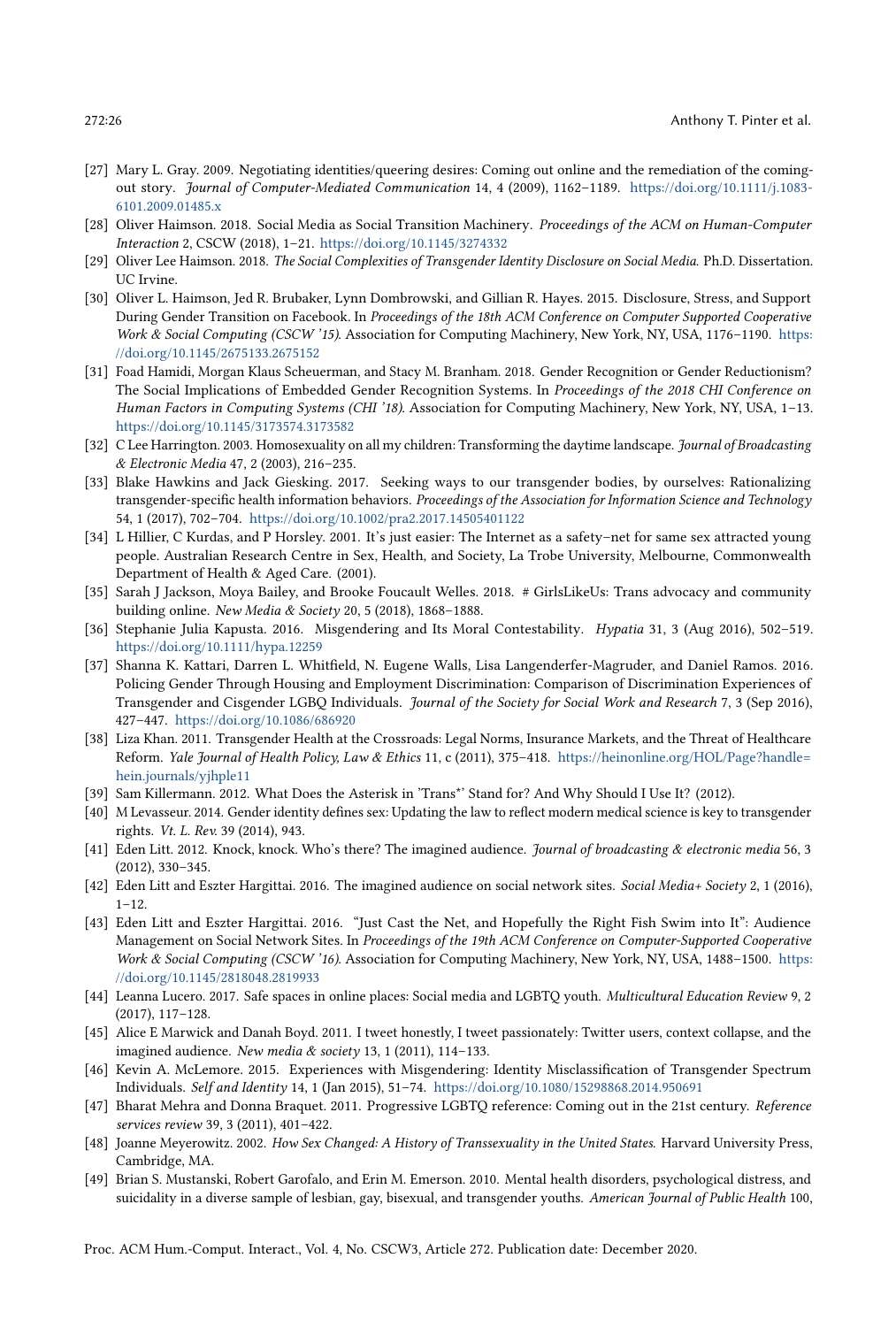[27] Mary L. Gray. 2009. Negotiating identities/queering desires: Coming out online and the remediation of the coming-out story. *Journal of Computer-Mediated Communication* 14, 4 (2009), 1162–1189. https://doi.org/10.1111/j.1083-6101.2009.01485.x

[28] Oliver Haimson. 2018. Social Media as Social Transition Machinery. *Proceedings of the ACM on Human-Computer Interaction* 2, CSCW (2018), 1–21. https://doi.org/10.1145/3274332

[29] Oliver Lee Haimson. 2018. *The Social Complexities of Transgender Identity Disclosure on Social Media*. Ph.D. Dissertation. UC Irvine.

[30] Oliver L. Haimson, Jed R. Brubaker, Lynn Dombrowski, and Gillian R. Hayes. 2015. Disclosure, Stress, and Support During Gender Transition on Facebook. In *Proceedings of the 18th ACM Conference on Computer Supported Cooperative Work & Social Computing (CSCW '15)*. Association for Computing Machinery, New York, NY, USA, 1176–1190. https://doi.org/10.1145/2675133.2675152

[31] Foad Hamidi, Morgan Klaus Scheuerman, and Stacy M. Branham. 2018. Gender Recognition or Gender Reductionism? The Social Implications of Embedded Gender Recognition Systems. In *Proceedings of the 2018 CHI Conference on Human Factors in Computing Systems (CHI '18)*. Association for Computing Machinery, New York, NY, USA, 1–13. https://doi.org/10.1145/3173574.3173582

[32] C Lee Harrington. 2003. Homosexuality on all my children: Transforming the daytime landscape. *Journal of Broadcasting & Electronic Media* 47, 2 (2003), 216–235.

[33] Blake Hawkins and Jack Giesking. 2017. Seeking ways to our transgender bodies, by ourselves: Rationalizing transgender-specific health information behaviors. *Proceedings of the Association for Information Science and Technology* 54, 1 (2017), 702–704. https://doi.org/10.1002/pra2.2017.14505401122

[34] L Hillier, C Kurdas, and P Horsley. 2001. It's just easier: The Internet as a safety–net for same sex attracted young people. Australian Research Centre in Sex, Health, and Society, La Trobe University, Melbourne, Commonwealth Department of Health & Aged Care. (2001).

[35] Sarah J Jackson, Moya Bailey, and Brooke Foucault Welles. 2018. # GirlsLikeUs: Trans advocacy and community building online. *New Media & Society* 20, 5 (2018), 1868–1888.

[36] Stephanie Julia Kapusta. 2016. Misgendering and Its Moral Contestability. *Hypatia* 31, 3 (Aug 2016), 502–519. https://doi.org/10.1111/hypa.12259

[37] Shanna K. Kattari, Darren L. Whitfield, N. Eugene Walls, Lisa Langenderfer-Magruder, and Daniel Ramos. 2016. Policing Gender Through Housing and Employment Discrimination: Comparison of Discrimination Experiences of Transgender and Cisgender LGBQ Individuals. *Journal of the Society for Social Work and Research* 7, 3 (Sep 2016), 427–447. https://doi.org/10.1086/686920

[38] Liza Khan. 2011. Transgender Health at the Crossroads: Legal Norms, Insurance Markets, and the Threat of Healthcare Reform. *Yale Journal of Health Policy, Law & Ethics* 11, c (2011), 375–418. https://heinonline.org/HOL/Page?handle=hein.journals/yjhple11

[39] Sam Killermann. 2012. What Does the Asterisk in 'Trans*' Stand for? And Why Should I Use It? (2012).

[40] M Levasseur. 2014. Gender identity defines sex: Updating the law to reflect modern medical science is key to transgender rights. *Vt. L. Rev.* 39 (2014), 943.

[41] Eden Litt. 2012. Knock, knock. Who's there? The imagined audience. *Journal of broadcasting & electronic media* 56, 3 (2012), 330–345.

[42] Eden Litt and Eszter Hargittai. 2016. The imagined audience on social network sites. *Social Media+ Society* 2, 1 (2016), 1–12.

[43] Eden Litt and Eszter Hargittai. 2016. "Just Cast the Net, and Hopefully the Right Fish Swim into It": Audience Management on Social Network Sites. In *Proceedings of the 19th ACM Conference on Computer-Supported Cooperative Work & Social Computing (CSCW '16)*. Association for Computing Machinery, New York, NY, USA, 1488–1500. https://doi.org/10.1145/2818048.2819933

[44] Leanna Lucero. 2017. Safe spaces in online places: Social media and LGBTQ youth. *Multicultural Education Review* 9, 2 (2017), 117–128.

[45] Alice E Marwick and Danah Boyd. 2011. I tweet honestly, I tweet passionately: Twitter users, context collapse, and the imagined audience. *New media & society* 13, 1 (2011), 114–133.

[46] Kevin A. McLemore. 2015. Experiences with Misgendering: Identity Misclassification of Transgender Spectrum Individuals. *Self and Identity* 14, 1 (Jan 2015), 51–74. https://doi.org/10.1080/15298868.2014.950691

[47] Bharat Mehra and Donna Braquet. 2011. Progressive LGBTQ reference: Coming out in the 21st century. *Reference services review* 39, 3 (2011), 401–422.

[48] Joanne Meyerowitz. 2002. *How Sex Changed: A History of Transsexuality in the United States*. Harvard University Press, Cambridge, MA.

[49] Brian S. Mustanski, Robert Garofalo, and Erin M. Emerson. 2010. Mental health disorders, psychological distress, and suicidality in a diverse sample of lesbian, gay, bisexual, and transgender youths. *American Journal of Public Health* 100,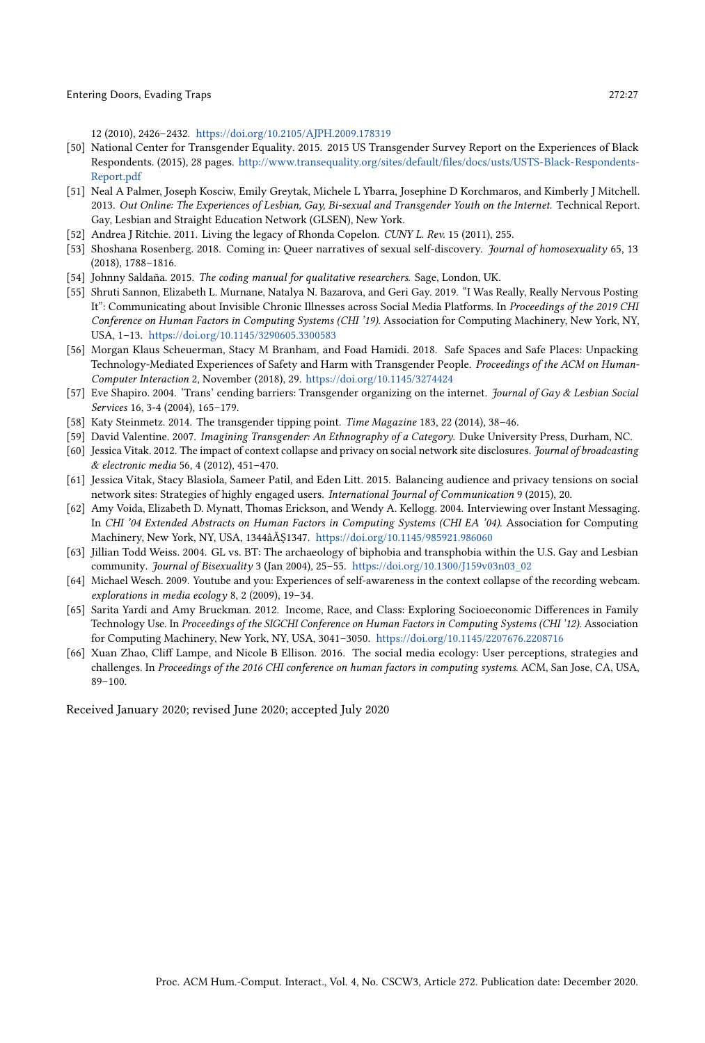12 (2010), 2426–2432. https://doi.org/10.2105/AJPH.2009.178319

[50] National Center for Transgender Equality. 2015. 2015 US Transgender Survey Report on the Experiences of Black Respondents. (2015), 28 pages. http://www.transequality.org/sites/default/files/docs/usts/USTS-Black-Respondents-Report.pdf

[51] Neal A Palmer, Joseph Kosciw, Emily Greytak, Michele L Ybarra, Josephine D Korchmaros, and Kimberly J Mitchell. 2013. *Out Online: The Experiences of Lesbian, Gay, Bi-sexual and Transgender Youth on the Internet.* Technical Report. Gay, Lesbian and Straight Education Network (GLSEN), New York.

[52] Andrea J Ritchie. 2011. Living the legacy of Rhonda Copelon. *CUNY L. Rev.* 15 (2011), 255.

[53] Shoshana Rosenberg. 2018. Coming in: Queer narratives of sexual self-discovery. *Journal of homosexuality* 65, 13 (2018), 1788–1816.

[54] Johnny Saldaña. 2015. *The coding manual for qualitative researchers.* Sage, London, UK.

[55] Shruti Sannon, Elizabeth L. Murnane, Natalya N. Bazarova, and Geri Gay. 2019. "I Was Really, Really Nervous Posting It": Communicating about Invisible Chronic Illnesses across Social Media Platforms. In *Proceedings of the 2019 CHI Conference on Human Factors in Computing Systems (CHI '19)*. Association for Computing Machinery, New York, NY, USA, 1–13. https://doi.org/10.1145/3290605.3300583

[56] Morgan Klaus Scheuerman, Stacy M Branham, and Foad Hamidi. 2018. Safe Spaces and Safe Places: Unpacking Technology-Mediated Experiences of Safety and Harm with Transgender People. *Proceedings of the ACM on Human-Computer Interaction* 2, November (2018), 29. https://doi.org/10.1145/3274424

[57] Eve Shapiro. 2004. 'Trans' cending barriers: Transgender organizing on the internet. *Journal of Gay & Lesbian Social Services* 16, 3-4 (2004), 165–179.

[58] Katy Steinmetz. 2014. The transgender tipping point. *Time Magazine* 183, 22 (2014), 38–46.

[59] David Valentine. 2007. *Imagining Transgender: An Ethnography of a Category.* Duke University Press, Durham, NC.

[60] Jessica Vitak. 2012. The impact of context collapse and privacy on social network site disclosures. *Journal of broadcasting & electronic media* 56, 4 (2012), 451–470.

[61] Jessica Vitak, Stacy Blasiola, Sameer Patil, and Eden Litt. 2015. Balancing audience and privacy tensions on social network sites: Strategies of highly engaged users. *International Journal of Communication* 9 (2015), 20.

[62] Amy Voida, Elizabeth D. Mynatt, Thomas Erickson, and Wendy A. Kellogg. 2004. Interviewing over Instant Messaging. In *CHI '04 Extended Abstracts on Human Factors in Computing Systems (CHI EA '04)*. Association for Computing Machinery, New York, NY, USA, 1344âĂŞ1347. https://doi.org/10.1145/985921.986060

[63] Jillian Todd Weiss. 2004. GL vs. BT: The archaeology of biphobia and transphobia within the U.S. Gay and Lesbian community. *Journal of Bisexuality* 3 (Jan 2004), 25–55. https://doi.org/10.1300/J159v03n03_02

[64] Michael Wesch. 2009. Youtube and you: Experiences of self-awareness in the context collapse of the recording webcam. *explorations in media ecology* 8, 2 (2009), 19–34.

[65] Sarita Yardi and Amy Bruckman. 2012. Income, Race, and Class: Exploring Socioeconomic Differences in Family Technology Use. In *Proceedings of the SIGCHI Conference on Human Factors in Computing Systems (CHI '12)*. Association for Computing Machinery, New York, NY, USA, 3041–3050. https://doi.org/10.1145/2207676.2208716

[66] Xuan Zhao, Cliff Lampe, and Nicole B Ellison. 2016. The social media ecology: User perceptions, strategies and challenges. In *Proceedings of the 2016 CHI conference on human factors in computing systems*. ACM, San Jose, CA, USA, 89–100.

Received January 2020; revised June 2020; accepted July 2020